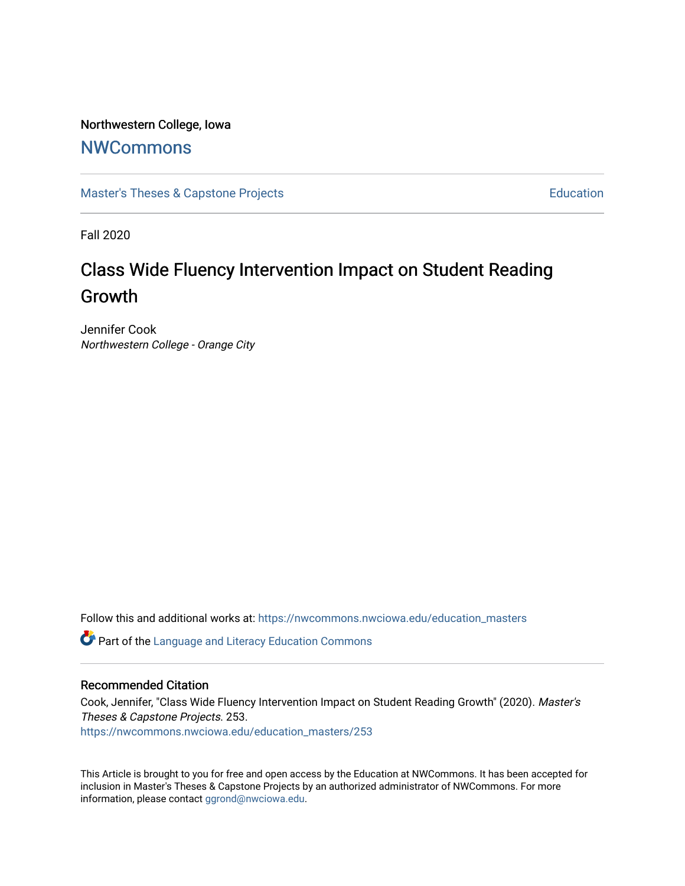Northwestern College, Iowa

# NWCommons

Master's Theses & Capstone Projects

Education

Fall 2020

# Class Wide Fluency Intervention Impact on Student Reading Growth

Jennifer Cook
*Northwestern College - Orange City*

Follow this and additional works at: https://nwcommons.nwciowa.edu/education_masters

Part of the Language and Literacy Education Commons

## Recommended Citation

Cook, Jennifer, "Class Wide Fluency Intervention Impact on Student Reading Growth" (2020). *Master's Theses & Capstone Projects*. 253.
https://nwcommons.nwciowa.edu/education_masters/253

This Article is brought to you for free and open access by the Education at NWCommons. It has been accepted for inclusion in Master's Theses & Capstone Projects by an authorized administrator of NWCommons. For more information, please contact ggrond@nwciowa.edu.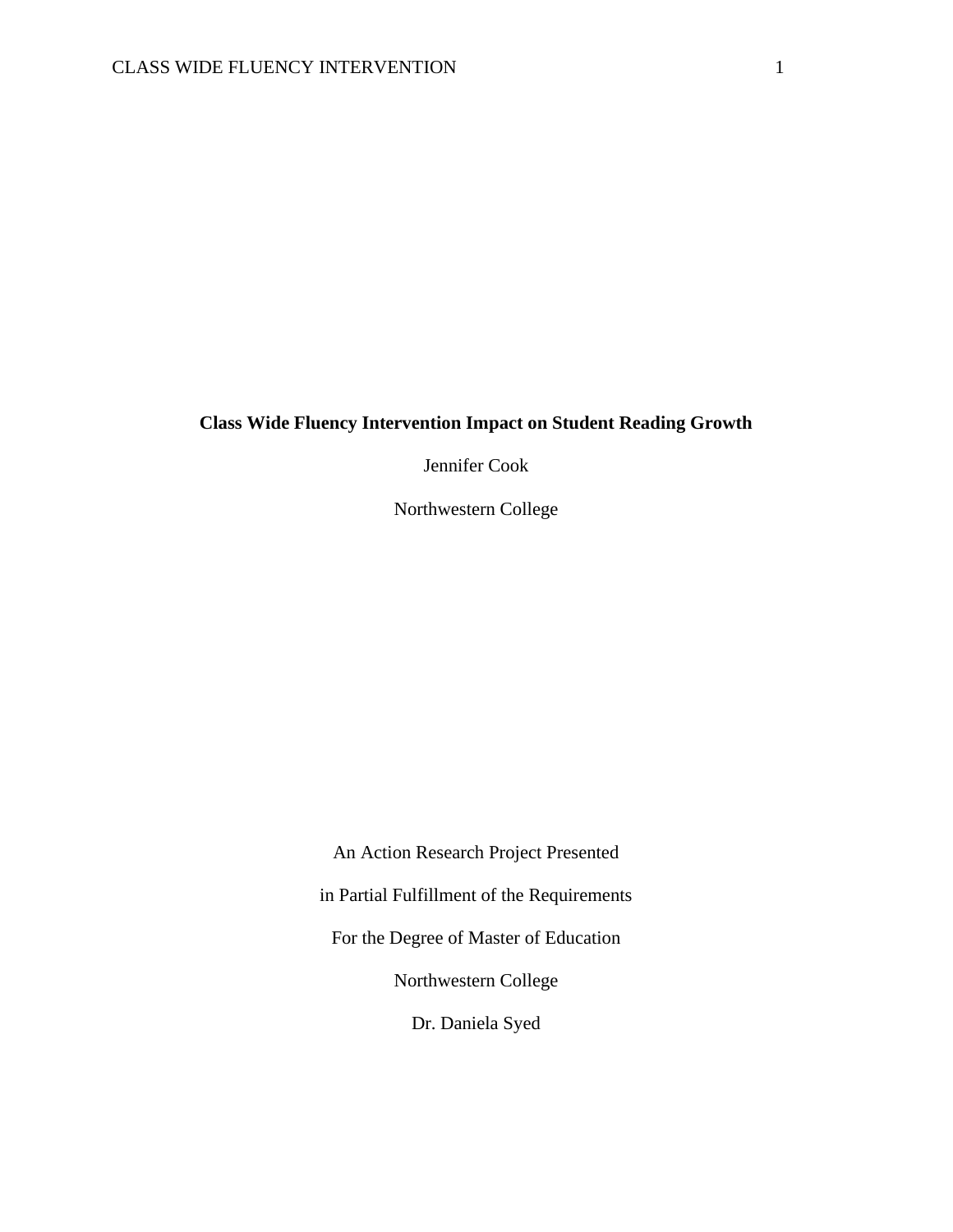**Class Wide Fluency Intervention Impact on Student Reading Growth**

Jennifer Cook

Northwestern College

An Action Research Project Presented

in Partial Fulfillment of the Requirements

For the Degree of Master of Education

Northwestern College

Dr. Daniela Syed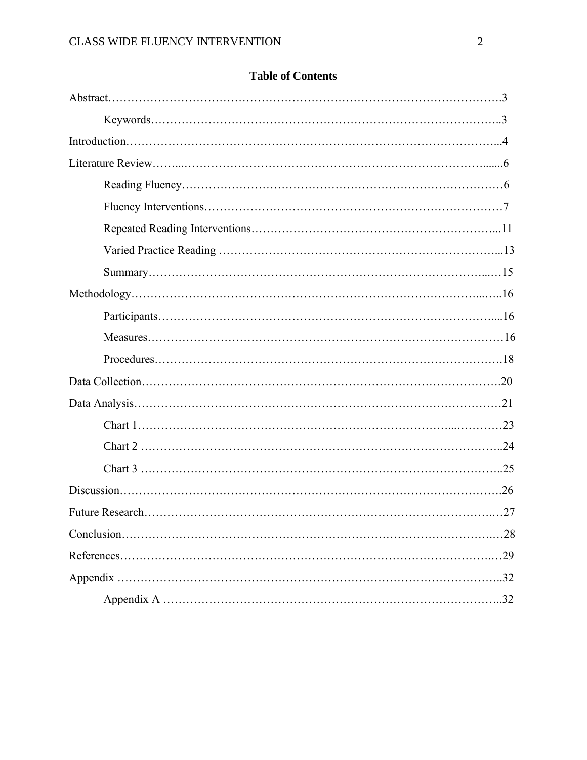**Table of Contents**

Abstract……………………………………………………………………………………….3

Keywords……………………………………………………………………………..3

Introduction…………………………………………………………………………………...4

Literature Review……...…………………………………………………………………….......6

Reading Fluency…………………………………………………………………………6

Fluency Interventions……………………………………………………………………7

Repeated Reading Interventions……….………………………….…………………...11

Varied Practice Reading ………………………………………………………………...13

Summary…………………………………………………………………………...…15

Methodology…………………………………………………………………………...…..16

Participants…………………………………………………………………………....16

Measures………………………………………………………………………………16

Procedures…………………………………………………………………………….18

Data Collection……………………………………………………………………………….20

Data Analysis…………………………………………………………………………………21

Chart 1……………………………………………………………………...…………23

Chart 2 ……………………………………………………………………………………..24

Chart 3 ……………………………………………………………………………………..25

Discussion…………………………………………………………………………………….26

Future Research………………………………………………………………………….…27

Conclusion……………………………………………………………………………….…28

References………………………………………………………………………………….…29

Appendix ……………………………………………………………………………………..32

Appendix A …………………………………………………………………………..32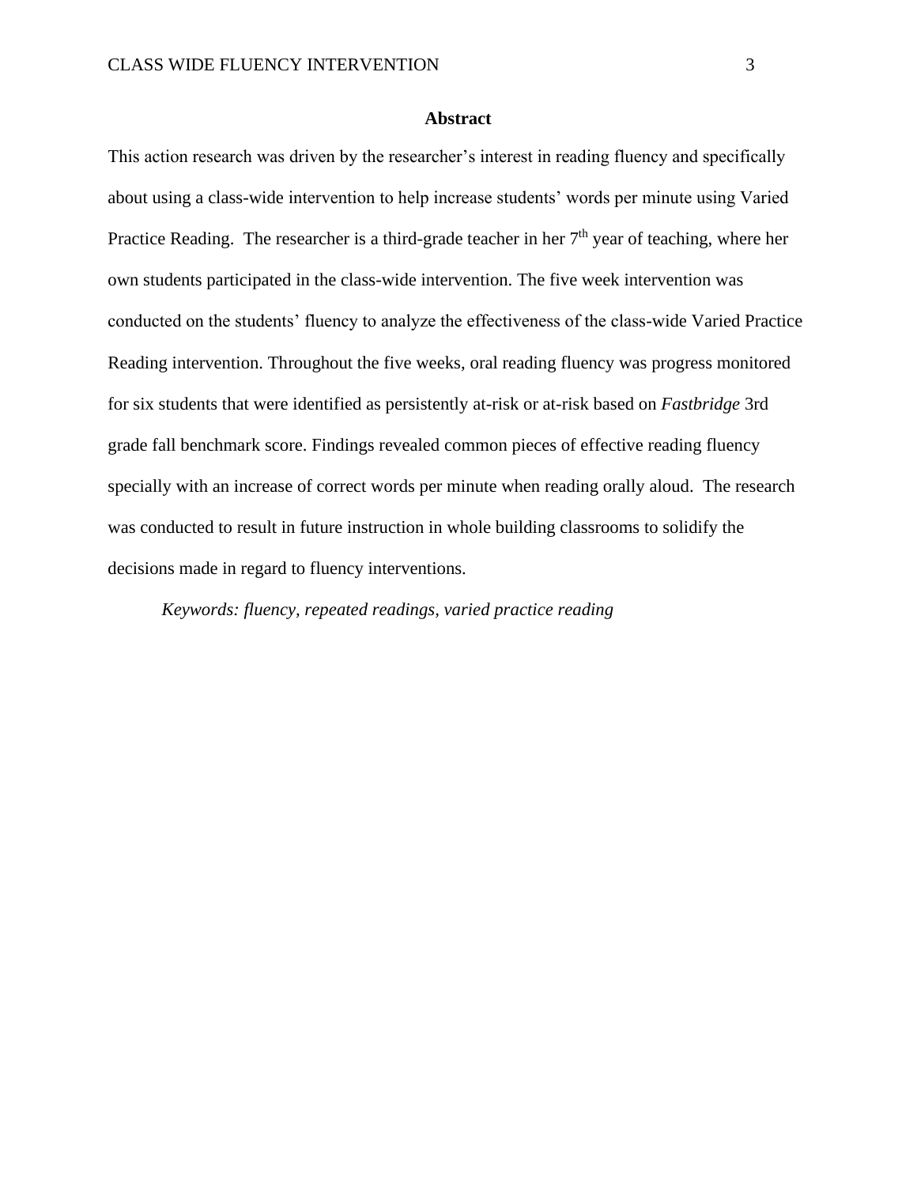**Abstract**

This action research was driven by the researcher's interest in reading fluency and specifically about using a class-wide intervention to help increase students' words per minute using Varied Practice Reading. The researcher is a third-grade teacher in her 7th year of teaching, where her own students participated in the class-wide intervention. The five week intervention was conducted on the students' fluency to analyze the effectiveness of the class-wide Varied Practice Reading intervention. Throughout the five weeks, oral reading fluency was progress monitored for six students that were identified as persistently at-risk or at-risk based on *Fastbridge* 3rd grade fall benchmark score. Findings revealed common pieces of effective reading fluency specially with an increase of correct words per minute when reading orally aloud. The research was conducted to result in future instruction in whole building classrooms to solidify the decisions made in regard to fluency interventions.

*Keywords: fluency, repeated readings, varied practice reading*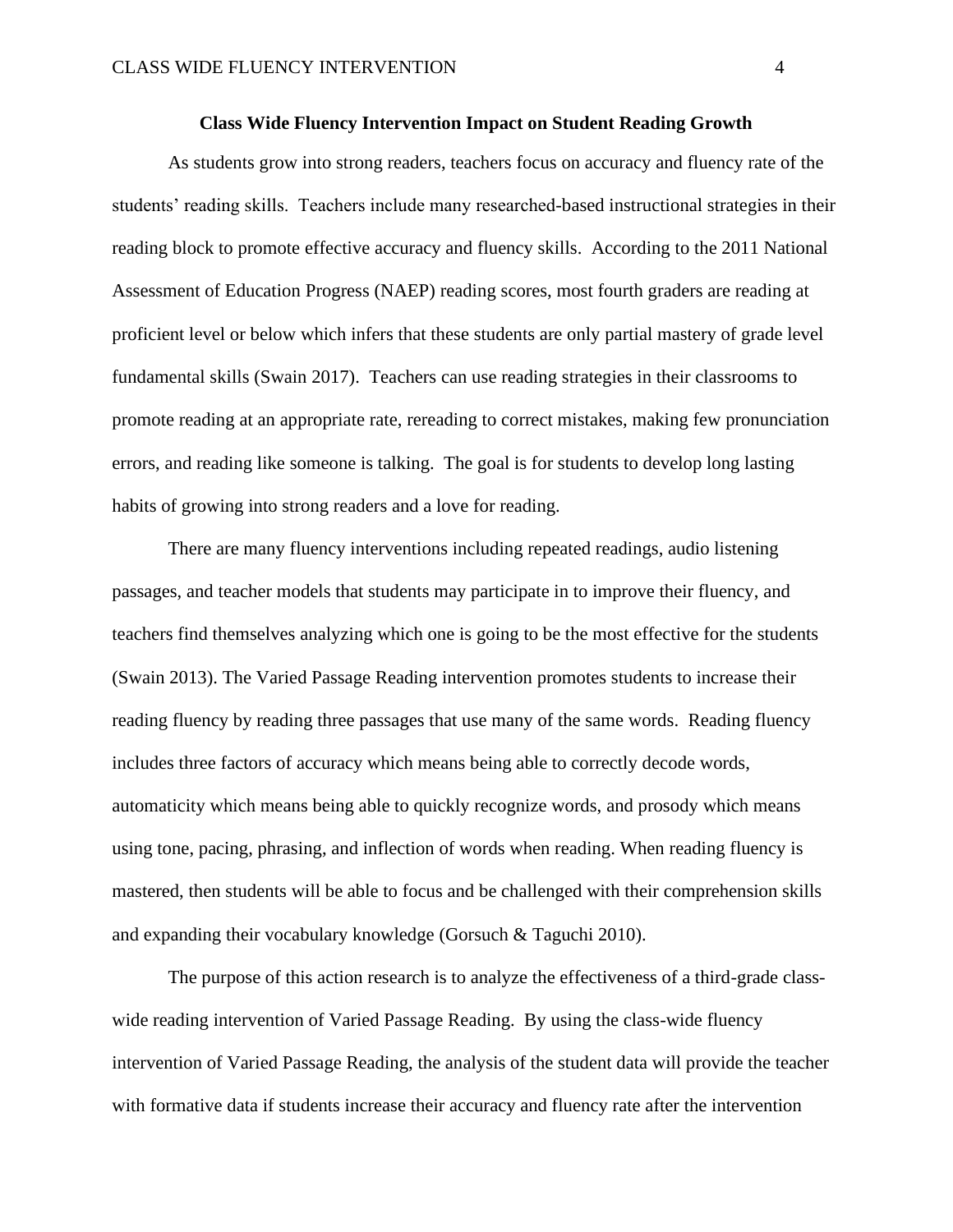# Class Wide Fluency Intervention Impact on Student Reading Growth

As students grow into strong readers, teachers focus on accuracy and fluency rate of the students' reading skills. Teachers include many researched-based instructional strategies in their reading block to promote effective accuracy and fluency skills. According to the 2011 National Assessment of Education Progress (NAEP) reading scores, most fourth graders are reading at proficient level or below which infers that these students are only partial mastery of grade level fundamental skills (Swain 2017). Teachers can use reading strategies in their classrooms to promote reading at an appropriate rate, rereading to correct mistakes, making few pronunciation errors, and reading like someone is talking. The goal is for students to develop long lasting habits of growing into strong readers and a love for reading.

There are many fluency interventions including repeated readings, audio listening passages, and teacher models that students may participate in to improve their fluency, and teachers find themselves analyzing which one is going to be the most effective for the students (Swain 2013). The Varied Passage Reading intervention promotes students to increase their reading fluency by reading three passages that use many of the same words. Reading fluency includes three factors of accuracy which means being able to correctly decode words, automaticity which means being able to quickly recognize words, and prosody which means using tone, pacing, phrasing, and inflection of words when reading. When reading fluency is mastered, then students will be able to focus and be challenged with their comprehension skills and expanding their vocabulary knowledge (Gorsuch & Taguchi 2010).

The purpose of this action research is to analyze the effectiveness of a third-grade class-wide reading intervention of Varied Passage Reading. By using the class-wide fluency intervention of Varied Passage Reading, the analysis of the student data will provide the teacher with formative data if students increase their accuracy and fluency rate after the intervention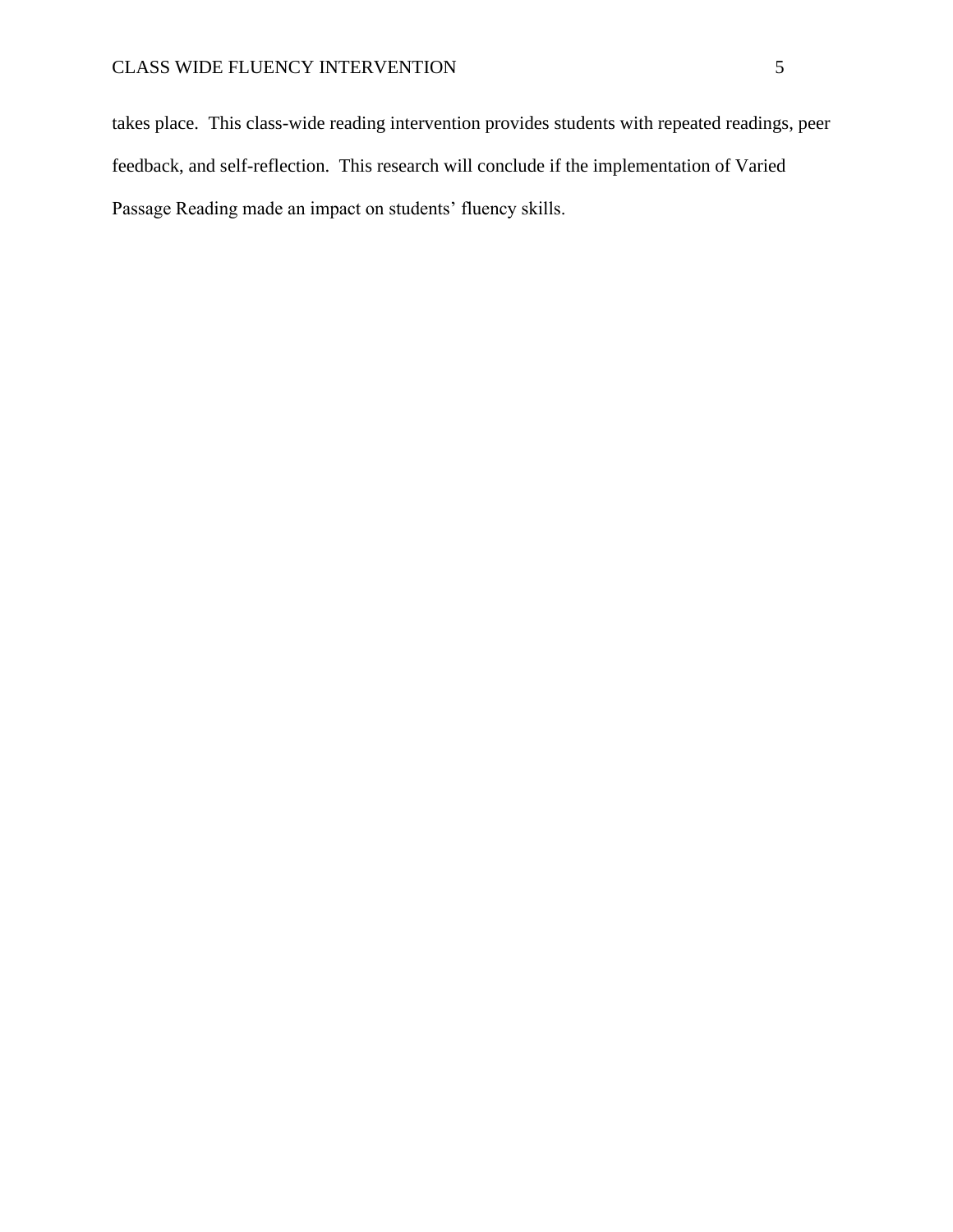takes place. This class-wide reading intervention provides students with repeated readings, peer feedback, and self-reflection. This research will conclude if the implementation of Varied Passage Reading made an impact on students' fluency skills.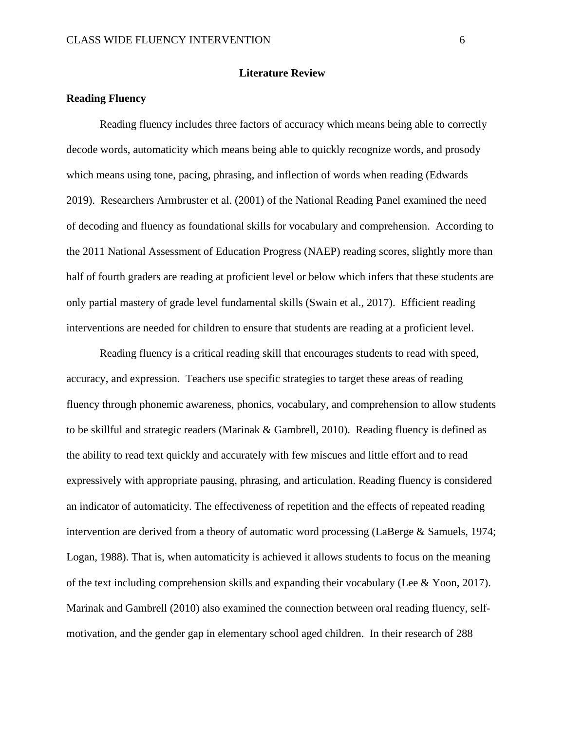# Literature Review

## Reading Fluency

Reading fluency includes three factors of accuracy which means being able to correctly decode words, automaticity which means being able to quickly recognize words, and prosody which means using tone, pacing, phrasing, and inflection of words when reading (Edwards 2019). Researchers Armbruster et al. (2001) of the National Reading Panel examined the need of decoding and fluency as foundational skills for vocabulary and comprehension. According to the 2011 National Assessment of Education Progress (NAEP) reading scores, slightly more than half of fourth graders are reading at proficient level or below which infers that these students are only partial mastery of grade level fundamental skills (Swain et al., 2017). Efficient reading interventions are needed for children to ensure that students are reading at a proficient level.

Reading fluency is a critical reading skill that encourages students to read with speed, accuracy, and expression. Teachers use specific strategies to target these areas of reading fluency through phonemic awareness, phonics, vocabulary, and comprehension to allow students to be skillful and strategic readers (Marinak & Gambrell, 2010). Reading fluency is defined as the ability to read text quickly and accurately with few miscues and little effort and to read expressively with appropriate pausing, phrasing, and articulation. Reading fluency is considered an indicator of automaticity. The effectiveness of repetition and the effects of repeated reading intervention are derived from a theory of automatic word processing (LaBerge & Samuels, 1974; Logan, 1988). That is, when automaticity is achieved it allows students to focus on the meaning of the text including comprehension skills and expanding their vocabulary (Lee & Yoon, 2017). Marinak and Gambrell (2010) also examined the connection between oral reading fluency, self-motivation, and the gender gap in elementary school aged children. In their research of 288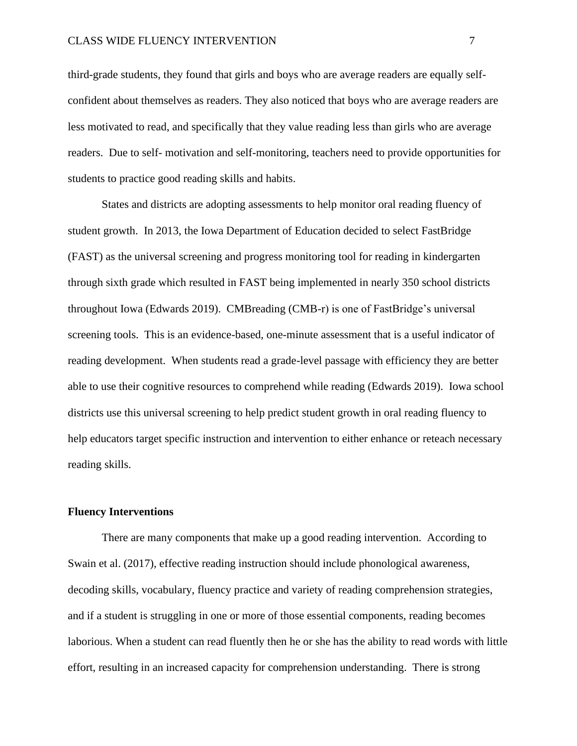third-grade students, they found that girls and boys who are average readers are equally self-confident about themselves as readers. They also noticed that boys who are average readers are less motivated to read, and specifically that they value reading less than girls who are average readers. Due to self- motivation and self-monitoring, teachers need to provide opportunities for students to practice good reading skills and habits.

States and districts are adopting assessments to help monitor oral reading fluency of student growth. In 2013, the Iowa Department of Education decided to select FastBridge (FAST) as the universal screening and progress monitoring tool for reading in kindergarten through sixth grade which resulted in FAST being implemented in nearly 350 school districts throughout Iowa (Edwards 2019). CMBreading (CMB-r) is one of FastBridge's universal screening tools. This is an evidence-based, one-minute assessment that is a useful indicator of reading development. When students read a grade-level passage with efficiency they are better able to use their cognitive resources to comprehend while reading (Edwards 2019). Iowa school districts use this universal screening to help predict student growth in oral reading fluency to help educators target specific instruction and intervention to either enhance or reteach necessary reading skills.

**Fluency Interventions**

There are many components that make up a good reading intervention. According to Swain et al. (2017), effective reading instruction should include phonological awareness, decoding skills, vocabulary, fluency practice and variety of reading comprehension strategies, and if a student is struggling in one or more of those essential components, reading becomes laborious. When a student can read fluently then he or she has the ability to read words with little effort, resulting in an increased capacity for comprehension understanding. There is strong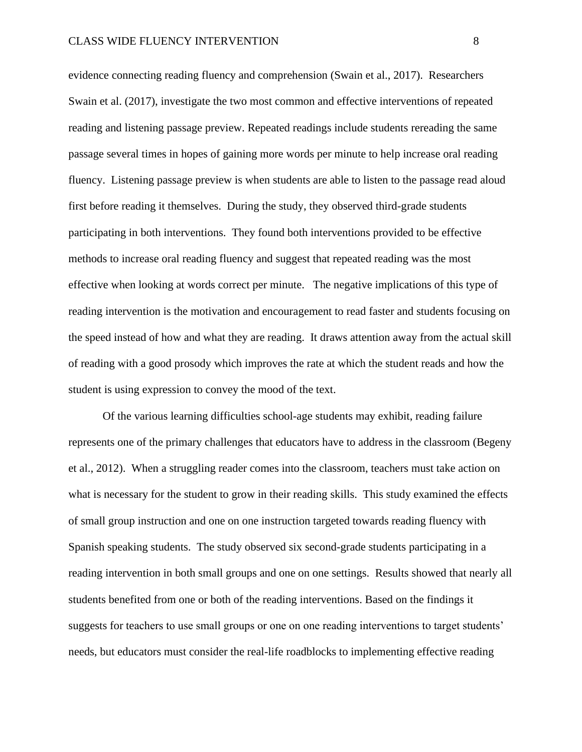evidence connecting reading fluency and comprehension (Swain et al., 2017). Researchers Swain et al. (2017), investigate the two most common and effective interventions of repeated reading and listening passage preview. Repeated readings include students rereading the same passage several times in hopes of gaining more words per minute to help increase oral reading fluency. Listening passage preview is when students are able to listen to the passage read aloud first before reading it themselves. During the study, they observed third-grade students participating in both interventions. They found both interventions provided to be effective methods to increase oral reading fluency and suggest that repeated reading was the most effective when looking at words correct per minute. The negative implications of this type of reading intervention is the motivation and encouragement to read faster and students focusing on the speed instead of how and what they are reading. It draws attention away from the actual skill of reading with a good prosody which improves the rate at which the student reads and how the student is using expression to convey the mood of the text.

Of the various learning difficulties school-age students may exhibit, reading failure represents one of the primary challenges that educators have to address in the classroom (Begeny et al., 2012). When a struggling reader comes into the classroom, teachers must take action on what is necessary for the student to grow in their reading skills. This study examined the effects of small group instruction and one on one instruction targeted towards reading fluency with Spanish speaking students. The study observed six second-grade students participating in a reading intervention in both small groups and one on one settings. Results showed that nearly all students benefited from one or both of the reading interventions. Based on the findings it suggests for teachers to use small groups or one on one reading interventions to target students' needs, but educators must consider the real-life roadblocks to implementing effective reading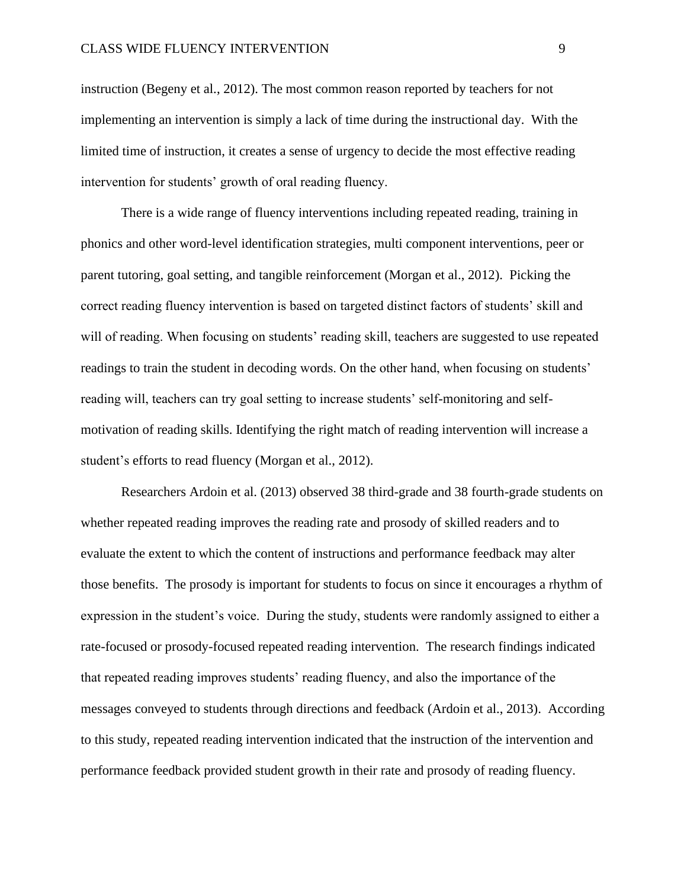instruction (Begeny et al., 2012). The most common reason reported by teachers for not implementing an intervention is simply a lack of time during the instructional day. With the limited time of instruction, it creates a sense of urgency to decide the most effective reading intervention for students' growth of oral reading fluency.

There is a wide range of fluency interventions including repeated reading, training in phonics and other word-level identification strategies, multi component interventions, peer or parent tutoring, goal setting, and tangible reinforcement (Morgan et al., 2012). Picking the correct reading fluency intervention is based on targeted distinct factors of students' skill and will of reading. When focusing on students' reading skill, teachers are suggested to use repeated readings to train the student in decoding words. On the other hand, when focusing on students' reading will, teachers can try goal setting to increase students' self-monitoring and self-motivation of reading skills. Identifying the right match of reading intervention will increase a student's efforts to read fluency (Morgan et al., 2012).

Researchers Ardoin et al. (2013) observed 38 third-grade and 38 fourth-grade students on whether repeated reading improves the reading rate and prosody of skilled readers and to evaluate the extent to which the content of instructions and performance feedback may alter those benefits. The prosody is important for students to focus on since it encourages a rhythm of expression in the student's voice. During the study, students were randomly assigned to either a rate-focused or prosody-focused repeated reading intervention. The research findings indicated that repeated reading improves students' reading fluency, and also the importance of the messages conveyed to students through directions and feedback (Ardoin et al., 2013). According to this study, repeated reading intervention indicated that the instruction of the intervention and performance feedback provided student growth in their rate and prosody of reading fluency.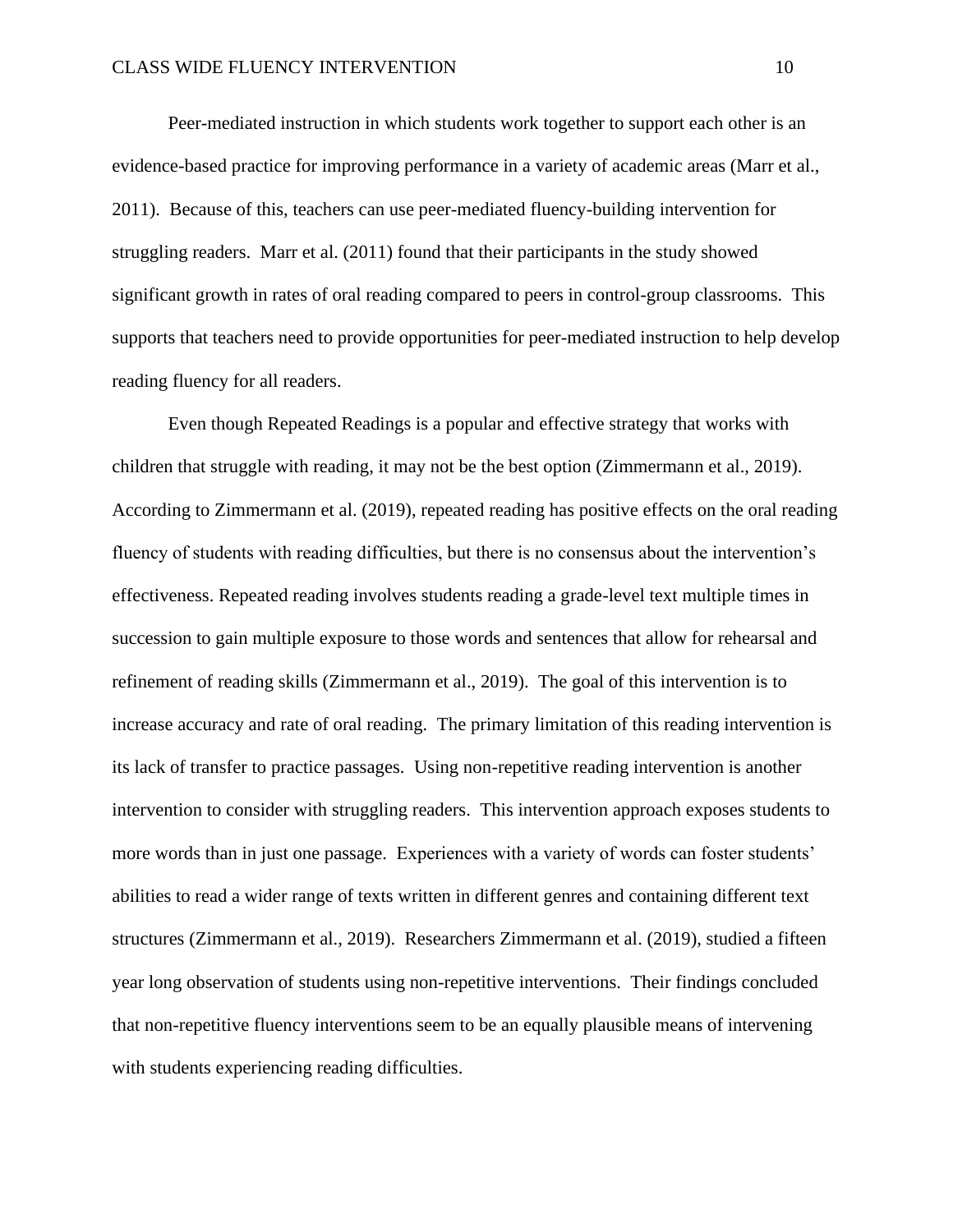Peer-mediated instruction in which students work together to support each other is an evidence-based practice for improving performance in a variety of academic areas (Marr et al., 2011). Because of this, teachers can use peer-mediated fluency-building intervention for struggling readers. Marr et al. (2011) found that their participants in the study showed significant growth in rates of oral reading compared to peers in control-group classrooms. This supports that teachers need to provide opportunities for peer-mediated instruction to help develop reading fluency for all readers.

Even though Repeated Readings is a popular and effective strategy that works with children that struggle with reading, it may not be the best option (Zimmermann et al., 2019). According to Zimmermann et al. (2019), repeated reading has positive effects on the oral reading fluency of students with reading difficulties, but there is no consensus about the intervention's effectiveness. Repeated reading involves students reading a grade-level text multiple times in succession to gain multiple exposure to those words and sentences that allow for rehearsal and refinement of reading skills (Zimmermann et al., 2019). The goal of this intervention is to increase accuracy and rate of oral reading. The primary limitation of this reading intervention is its lack of transfer to practice passages. Using non-repetitive reading intervention is another intervention to consider with struggling readers. This intervention approach exposes students to more words than in just one passage. Experiences with a variety of words can foster students' abilities to read a wider range of texts written in different genres and containing different text structures (Zimmermann et al., 2019). Researchers Zimmermann et al. (2019), studied a fifteen year long observation of students using non-repetitive interventions. Their findings concluded that non-repetitive fluency interventions seem to be an equally plausible means of intervening with students experiencing reading difficulties.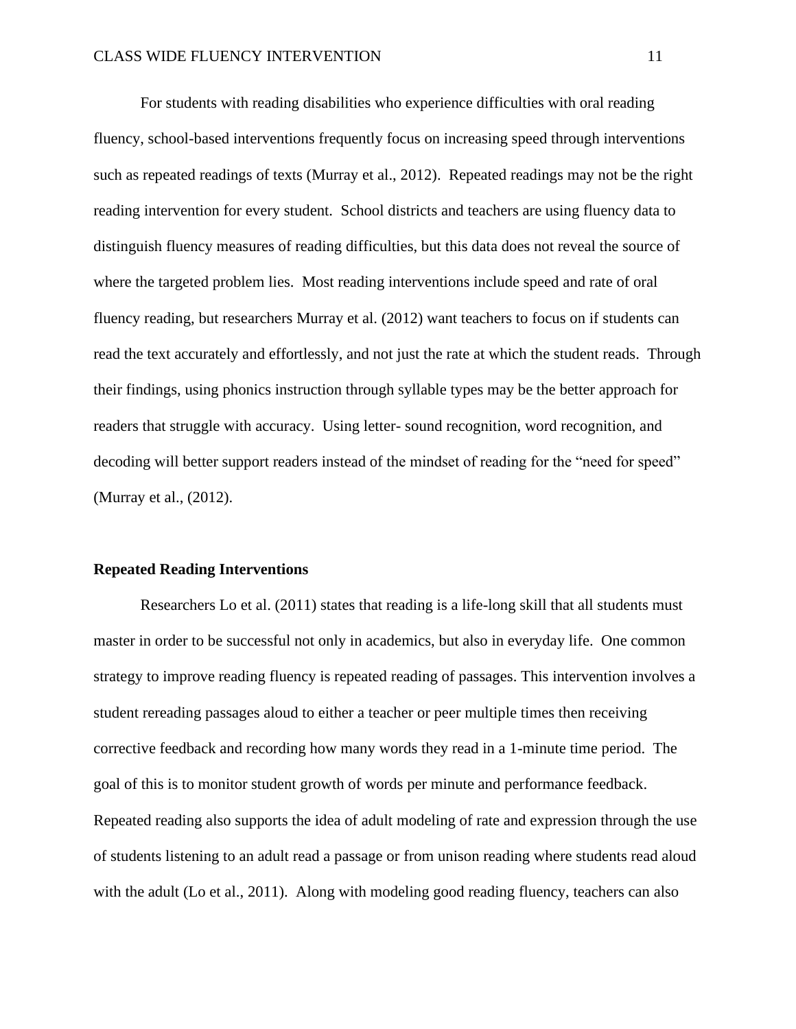For students with reading disabilities who experience difficulties with oral reading fluency, school-based interventions frequently focus on increasing speed through interventions such as repeated readings of texts (Murray et al., 2012). Repeated readings may not be the right reading intervention for every student. School districts and teachers are using fluency data to distinguish fluency measures of reading difficulties, but this data does not reveal the source of where the targeted problem lies. Most reading interventions include speed and rate of oral fluency reading, but researchers Murray et al. (2012) want teachers to focus on if students can read the text accurately and effortlessly, and not just the rate at which the student reads. Through their findings, using phonics instruction through syllable types may be the better approach for readers that struggle with accuracy. Using letter- sound recognition, word recognition, and decoding will better support readers instead of the mindset of reading for the "need for speed" (Murray et al., (2012).

**Repeated Reading Interventions**

Researchers Lo et al. (2011) states that reading is a life-long skill that all students must master in order to be successful not only in academics, but also in everyday life. One common strategy to improve reading fluency is repeated reading of passages. This intervention involves a student rereading passages aloud to either a teacher or peer multiple times then receiving corrective feedback and recording how many words they read in a 1-minute time period. The goal of this is to monitor student growth of words per minute and performance feedback. Repeated reading also supports the idea of adult modeling of rate and expression through the use of students listening to an adult read a passage or from unison reading where students read aloud with the adult (Lo et al., 2011). Along with modeling good reading fluency, teachers can also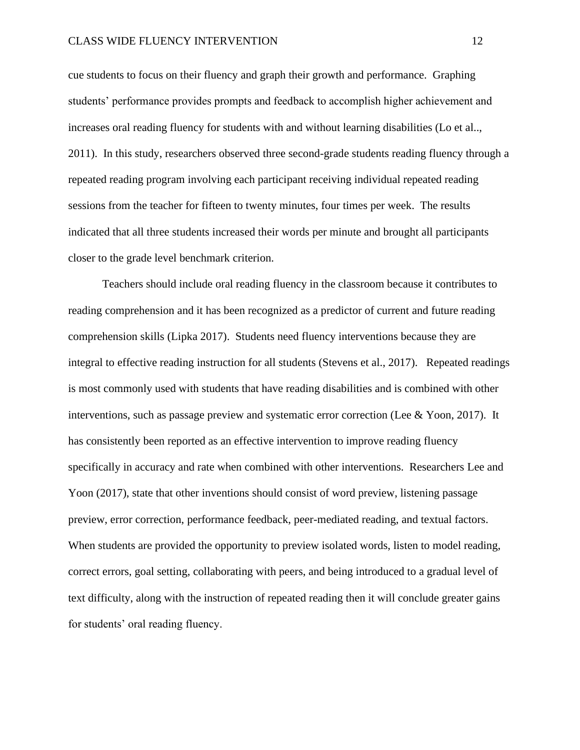cue students to focus on their fluency and graph their growth and performance. Graphing students' performance provides prompts and feedback to accomplish higher achievement and increases oral reading fluency for students with and without learning disabilities (Lo et al.., 2011). In this study, researchers observed three second-grade students reading fluency through a repeated reading program involving each participant receiving individual repeated reading sessions from the teacher for fifteen to twenty minutes, four times per week. The results indicated that all three students increased their words per minute and brought all participants closer to the grade level benchmark criterion.

Teachers should include oral reading fluency in the classroom because it contributes to reading comprehension and it has been recognized as a predictor of current and future reading comprehension skills (Lipka 2017). Students need fluency interventions because they are integral to effective reading instruction for all students (Stevens et al., 2017). Repeated readings is most commonly used with students that have reading disabilities and is combined with other interventions, such as passage preview and systematic error correction (Lee & Yoon, 2017). It has consistently been reported as an effective intervention to improve reading fluency specifically in accuracy and rate when combined with other interventions. Researchers Lee and Yoon (2017), state that other inventions should consist of word preview, listening passage preview, error correction, performance feedback, peer-mediated reading, and textual factors. When students are provided the opportunity to preview isolated words, listen to model reading, correct errors, goal setting, collaborating with peers, and being introduced to a gradual level of text difficulty, along with the instruction of repeated reading then it will conclude greater gains for students' oral reading fluency.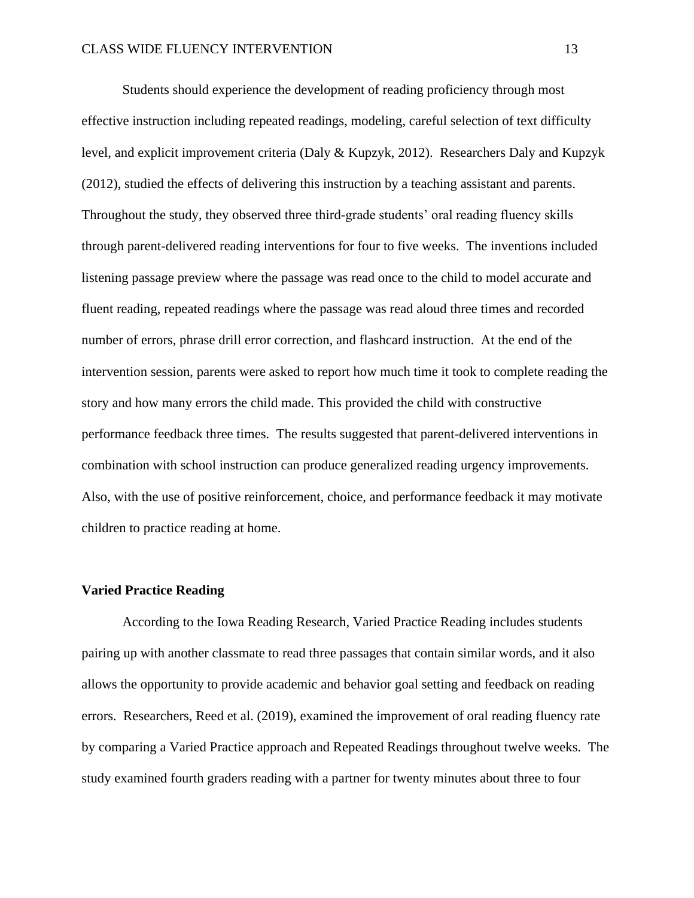Students should experience the development of reading proficiency through most effective instruction including repeated readings, modeling, careful selection of text difficulty level, and explicit improvement criteria (Daly & Kupzyk, 2012). Researchers Daly and Kupzyk (2012), studied the effects of delivering this instruction by a teaching assistant and parents. Throughout the study, they observed three third-grade students' oral reading fluency skills through parent-delivered reading interventions for four to five weeks. The inventions included listening passage preview where the passage was read once to the child to model accurate and fluent reading, repeated readings where the passage was read aloud three times and recorded number of errors, phrase drill error correction, and flashcard instruction. At the end of the intervention session, parents were asked to report how much time it took to complete reading the story and how many errors the child made. This provided the child with constructive performance feedback three times. The results suggested that parent-delivered interventions in combination with school instruction can produce generalized reading urgency improvements. Also, with the use of positive reinforcement, choice, and performance feedback it may motivate children to practice reading at home.

**Varied Practice Reading**

According to the Iowa Reading Research, Varied Practice Reading includes students pairing up with another classmate to read three passages that contain similar words, and it also allows the opportunity to provide academic and behavior goal setting and feedback on reading errors. Researchers, Reed et al. (2019), examined the improvement of oral reading fluency rate by comparing a Varied Practice approach and Repeated Readings throughout twelve weeks. The study examined fourth graders reading with a partner for twenty minutes about three to four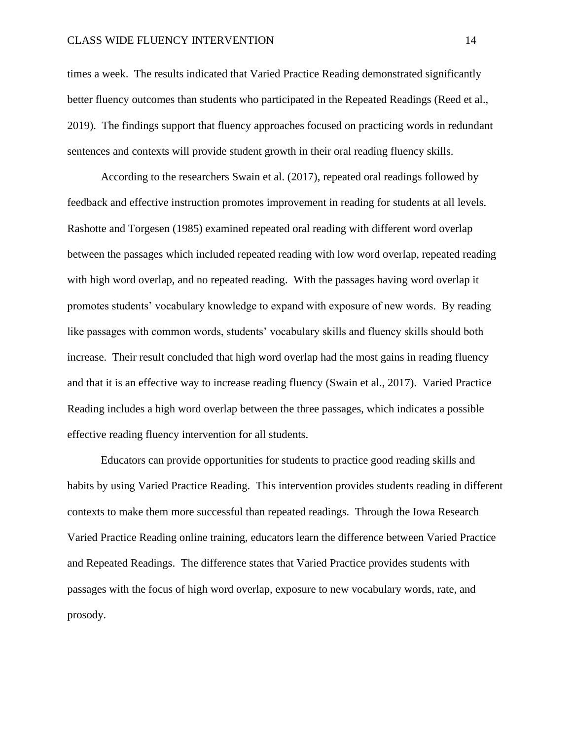times a week. The results indicated that Varied Practice Reading demonstrated significantly better fluency outcomes than students who participated in the Repeated Readings (Reed et al., 2019). The findings support that fluency approaches focused on practicing words in redundant sentences and contexts will provide student growth in their oral reading fluency skills.

According to the researchers Swain et al. (2017), repeated oral readings followed by feedback and effective instruction promotes improvement in reading for students at all levels. Rashotte and Torgesen (1985) examined repeated oral reading with different word overlap between the passages which included repeated reading with low word overlap, repeated reading with high word overlap, and no repeated reading. With the passages having word overlap it promotes students' vocabulary knowledge to expand with exposure of new words. By reading like passages with common words, students' vocabulary skills and fluency skills should both increase. Their result concluded that high word overlap had the most gains in reading fluency and that it is an effective way to increase reading fluency (Swain et al., 2017). Varied Practice Reading includes a high word overlap between the three passages, which indicates a possible effective reading fluency intervention for all students.

Educators can provide opportunities for students to practice good reading skills and habits by using Varied Practice Reading. This intervention provides students reading in different contexts to make them more successful than repeated readings. Through the Iowa Research Varied Practice Reading online training, educators learn the difference between Varied Practice and Repeated Readings. The difference states that Varied Practice provides students with passages with the focus of high word overlap, exposure to new vocabulary words, rate, and prosody.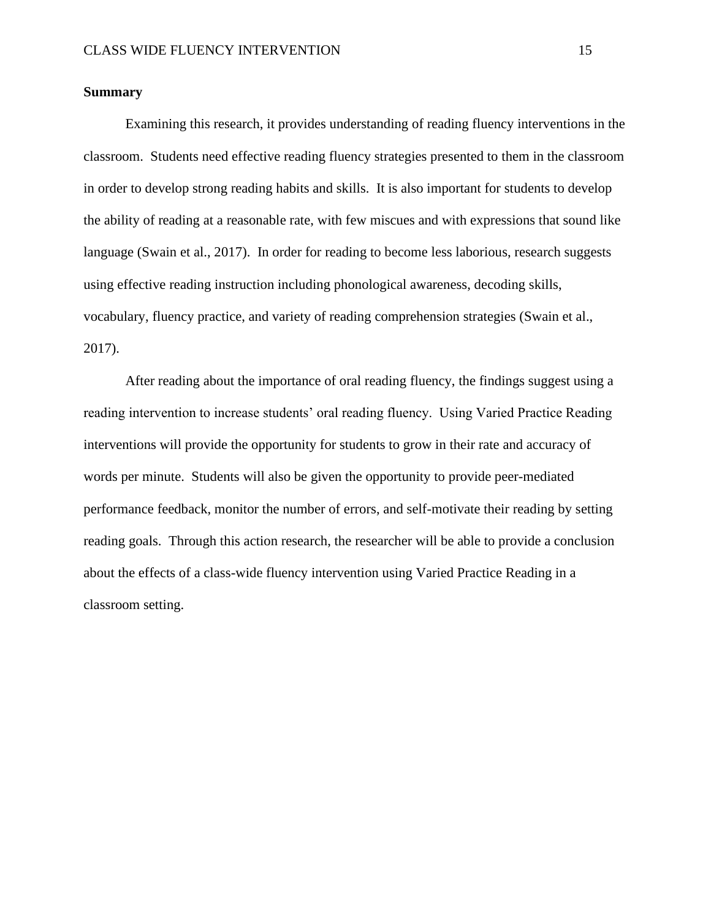## Summary

Examining this research, it provides understanding of reading fluency interventions in the classroom. Students need effective reading fluency strategies presented to them in the classroom in order to develop strong reading habits and skills. It is also important for students to develop the ability of reading at a reasonable rate, with few miscues and with expressions that sound like language (Swain et al., 2017). In order for reading to become less laborious, research suggests using effective reading instruction including phonological awareness, decoding skills, vocabulary, fluency practice, and variety of reading comprehension strategies (Swain et al., 2017).

After reading about the importance of oral reading fluency, the findings suggest using a reading intervention to increase students' oral reading fluency. Using Varied Practice Reading interventions will provide the opportunity for students to grow in their rate and accuracy of words per minute. Students will also be given the opportunity to provide peer-mediated performance feedback, monitor the number of errors, and self-motivate their reading by setting reading goals. Through this action research, the researcher will be able to provide a conclusion about the effects of a class-wide fluency intervention using Varied Practice Reading in a classroom setting.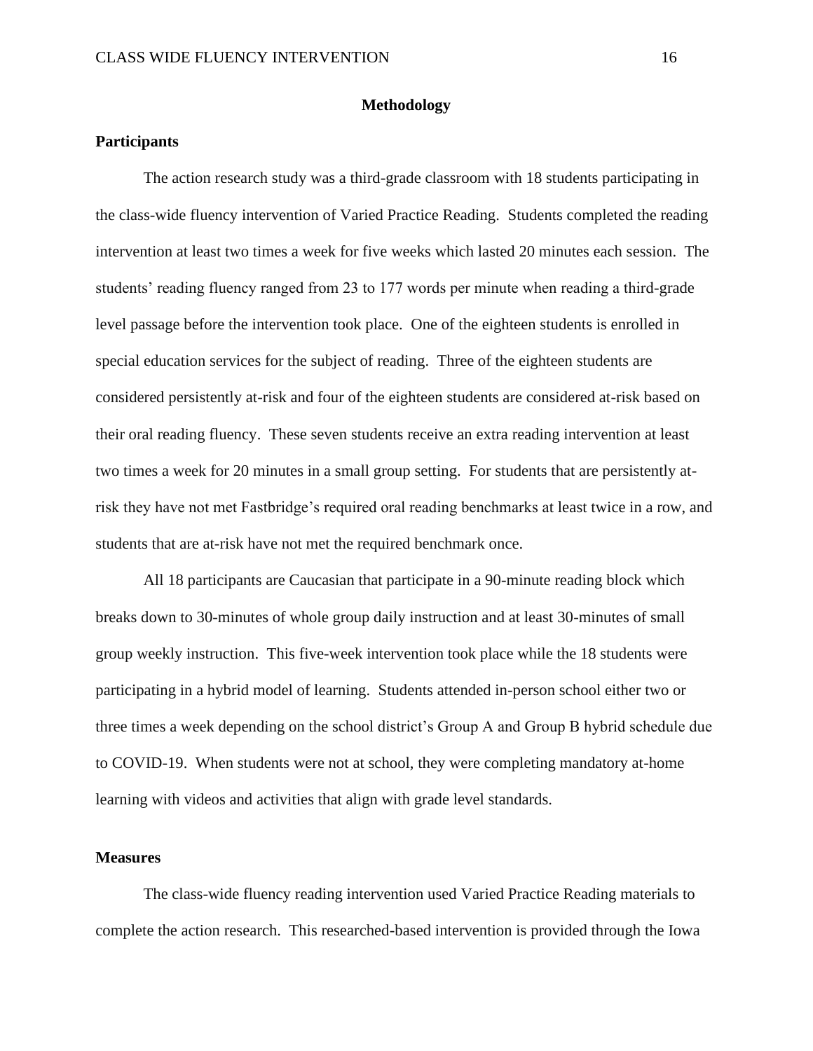# Methodology

## Participants

The action research study was a third-grade classroom with 18 students participating in the class-wide fluency intervention of Varied Practice Reading. Students completed the reading intervention at least two times a week for five weeks which lasted 20 minutes each session. The students' reading fluency ranged from 23 to 177 words per minute when reading a third-grade level passage before the intervention took place. One of the eighteen students is enrolled in special education services for the subject of reading. Three of the eighteen students are considered persistently at-risk and four of the eighteen students are considered at-risk based on their oral reading fluency. These seven students receive an extra reading intervention at least two times a week for 20 minutes in a small group setting. For students that are persistently at-risk they have not met Fastbridge's required oral reading benchmarks at least twice in a row, and students that are at-risk have not met the required benchmark once.

All 18 participants are Caucasian that participate in a 90-minute reading block which breaks down to 30-minutes of whole group daily instruction and at least 30-minutes of small group weekly instruction. This five-week intervention took place while the 18 students were participating in a hybrid model of learning. Students attended in-person school either two or three times a week depending on the school district's Group A and Group B hybrid schedule due to COVID-19. When students were not at school, they were completing mandatory at-home learning with videos and activities that align with grade level standards.

## Measures

The class-wide fluency reading intervention used Varied Practice Reading materials to complete the action research. This researched-based intervention is provided through the Iowa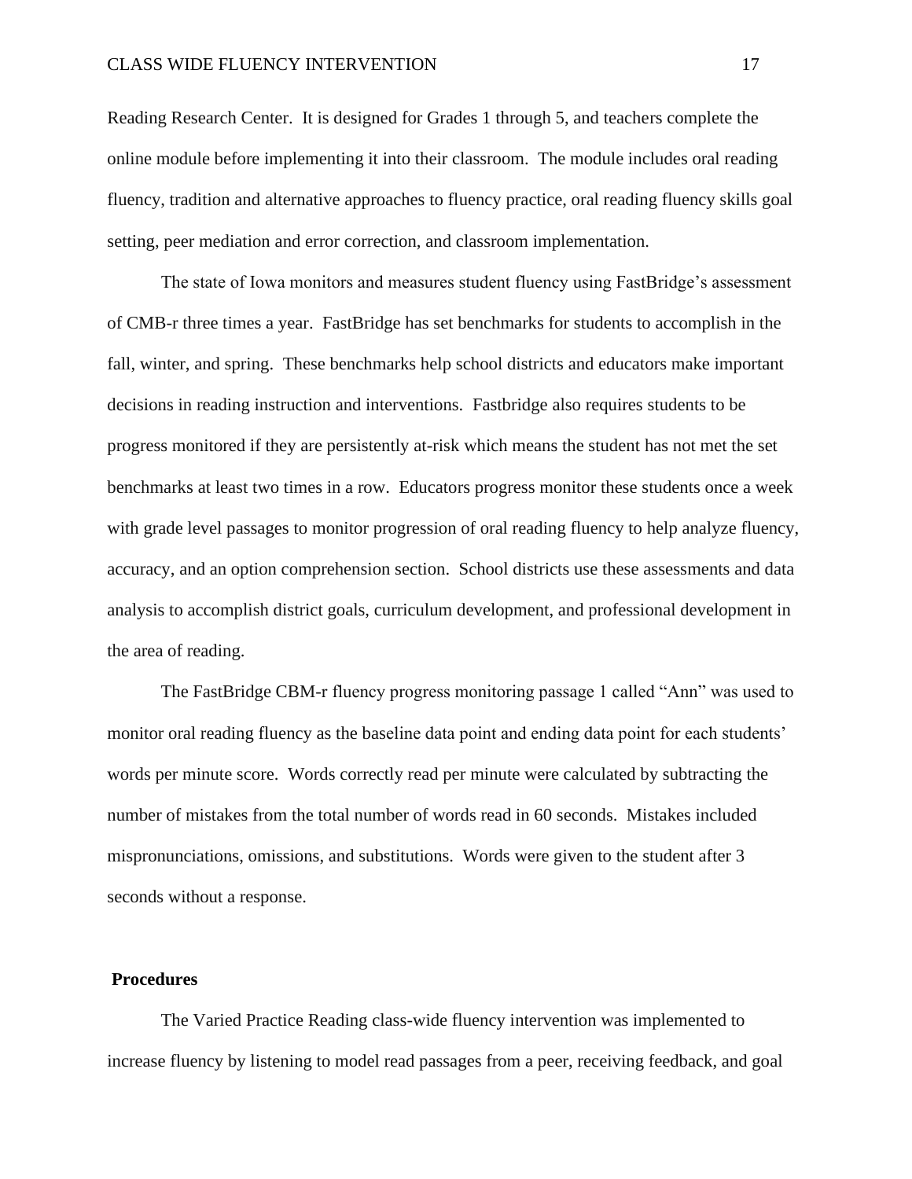Reading Research Center. It is designed for Grades 1 through 5, and teachers complete the online module before implementing it into their classroom. The module includes oral reading fluency, tradition and alternative approaches to fluency practice, oral reading fluency skills goal setting, peer mediation and error correction, and classroom implementation.

The state of Iowa monitors and measures student fluency using FastBridge's assessment of CMB-r three times a year. FastBridge has set benchmarks for students to accomplish in the fall, winter, and spring. These benchmarks help school districts and educators make important decisions in reading instruction and interventions. Fastbridge also requires students to be progress monitored if they are persistently at-risk which means the student has not met the set benchmarks at least two times in a row. Educators progress monitor these students once a week with grade level passages to monitor progression of oral reading fluency to help analyze fluency, accuracy, and an option comprehension section. School districts use these assessments and data analysis to accomplish district goals, curriculum development, and professional development in the area of reading.

The FastBridge CBM-r fluency progress monitoring passage 1 called "Ann" was used to monitor oral reading fluency as the baseline data point and ending data point for each students' words per minute score. Words correctly read per minute were calculated by subtracting the number of mistakes from the total number of words read in 60 seconds. Mistakes included mispronunciations, omissions, and substitutions. Words were given to the student after 3 seconds without a response.

**Procedures**

The Varied Practice Reading class-wide fluency intervention was implemented to increase fluency by listening to model read passages from a peer, receiving feedback, and goal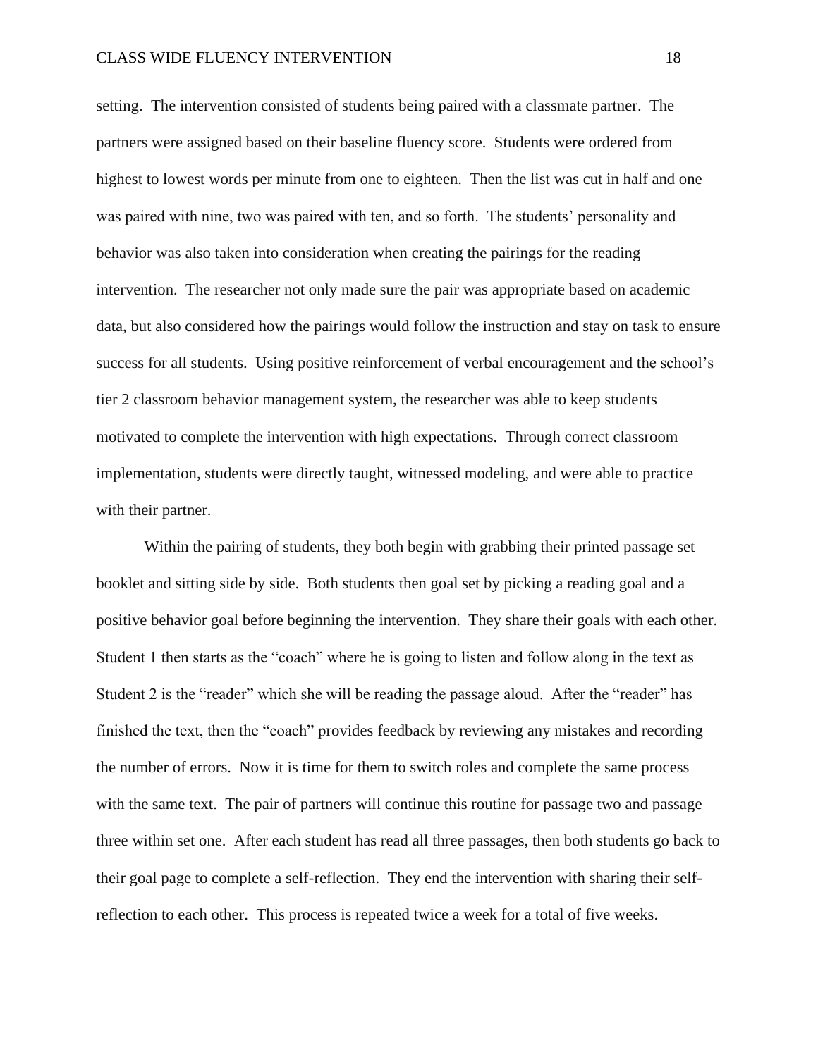setting. The intervention consisted of students being paired with a classmate partner. The partners were assigned based on their baseline fluency score. Students were ordered from highest to lowest words per minute from one to eighteen. Then the list was cut in half and one was paired with nine, two was paired with ten, and so forth. The students' personality and behavior was also taken into consideration when creating the pairings for the reading intervention. The researcher not only made sure the pair was appropriate based on academic data, but also considered how the pairings would follow the instruction and stay on task to ensure success for all students. Using positive reinforcement of verbal encouragement and the school's tier 2 classroom behavior management system, the researcher was able to keep students motivated to complete the intervention with high expectations. Through correct classroom implementation, students were directly taught, witnessed modeling, and were able to practice with their partner.

Within the pairing of students, they both begin with grabbing their printed passage set booklet and sitting side by side. Both students then goal set by picking a reading goal and a positive behavior goal before beginning the intervention. They share their goals with each other. Student 1 then starts as the "coach" where he is going to listen and follow along in the text as Student 2 is the "reader" which she will be reading the passage aloud. After the "reader" has finished the text, then the "coach" provides feedback by reviewing any mistakes and recording the number of errors. Now it is time for them to switch roles and complete the same process with the same text. The pair of partners will continue this routine for passage two and passage three within set one. After each student has read all three passages, then both students go back to their goal page to complete a self-reflection. They end the intervention with sharing their self-reflection to each other. This process is repeated twice a week for a total of five weeks.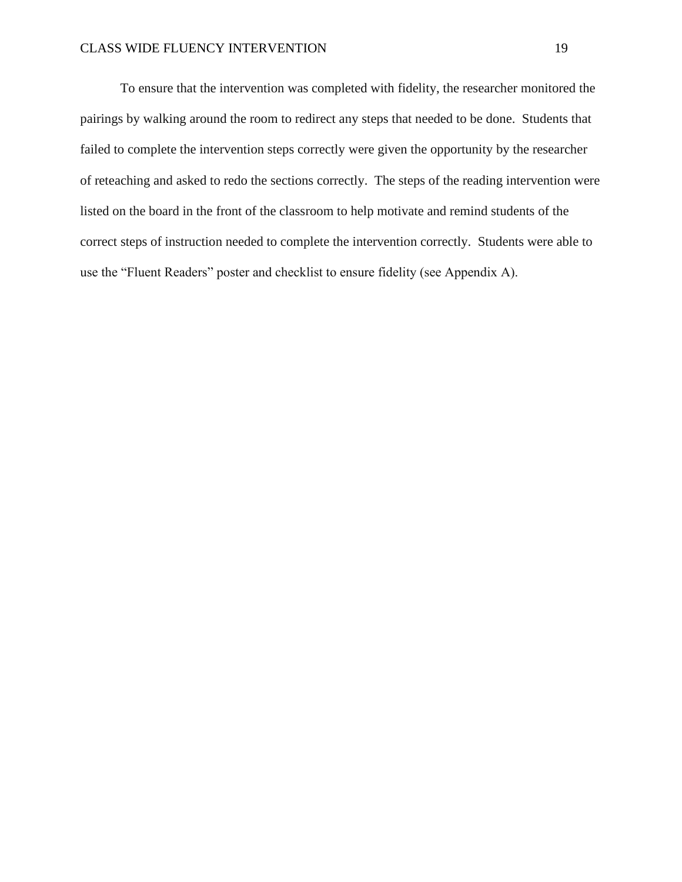To ensure that the intervention was completed with fidelity, the researcher monitored the pairings by walking around the room to redirect any steps that needed to be done. Students that failed to complete the intervention steps correctly were given the opportunity by the researcher of reteaching and asked to redo the sections correctly. The steps of the reading intervention were listed on the board in the front of the classroom to help motivate and remind students of the correct steps of instruction needed to complete the intervention correctly. Students were able to use the "Fluent Readers" poster and checklist to ensure fidelity (see Appendix A).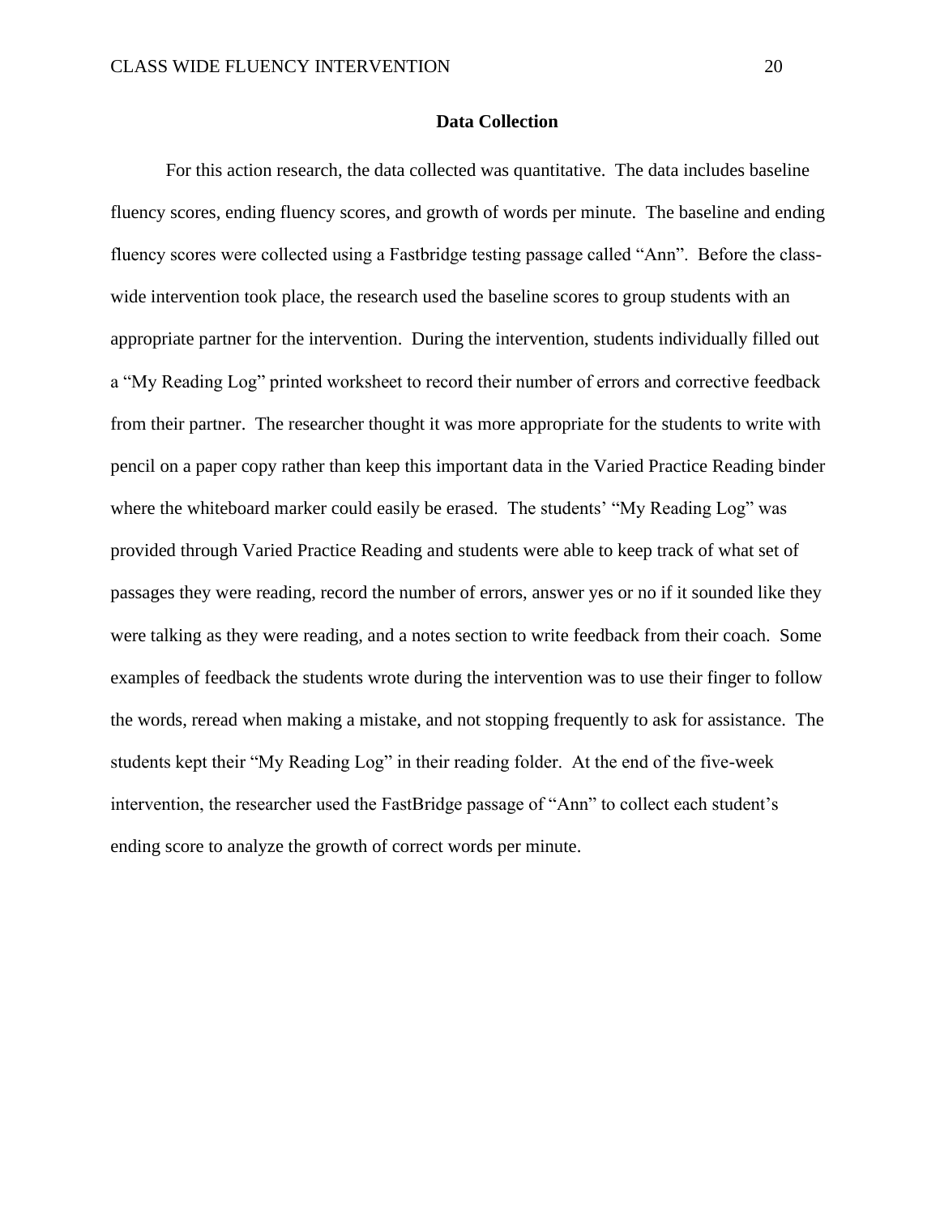## Data Collection

For this action research, the data collected was quantitative. The data includes baseline fluency scores, ending fluency scores, and growth of words per minute. The baseline and ending fluency scores were collected using a Fastbridge testing passage called "Ann". Before the class-wide intervention took place, the research used the baseline scores to group students with an appropriate partner for the intervention. During the intervention, students individually filled out a "My Reading Log" printed worksheet to record their number of errors and corrective feedback from their partner. The researcher thought it was more appropriate for the students to write with pencil on a paper copy rather than keep this important data in the Varied Practice Reading binder where the whiteboard marker could easily be erased. The students' "My Reading Log" was provided through Varied Practice Reading and students were able to keep track of what set of passages they were reading, record the number of errors, answer yes or no if it sounded like they were talking as they were reading, and a notes section to write feedback from their coach. Some examples of feedback the students wrote during the intervention was to use their finger to follow the words, reread when making a mistake, and not stopping frequently to ask for assistance. The students kept their "My Reading Log" in their reading folder. At the end of the five-week intervention, the researcher used the FastBridge passage of "Ann" to collect each student's ending score to analyze the growth of correct words per minute.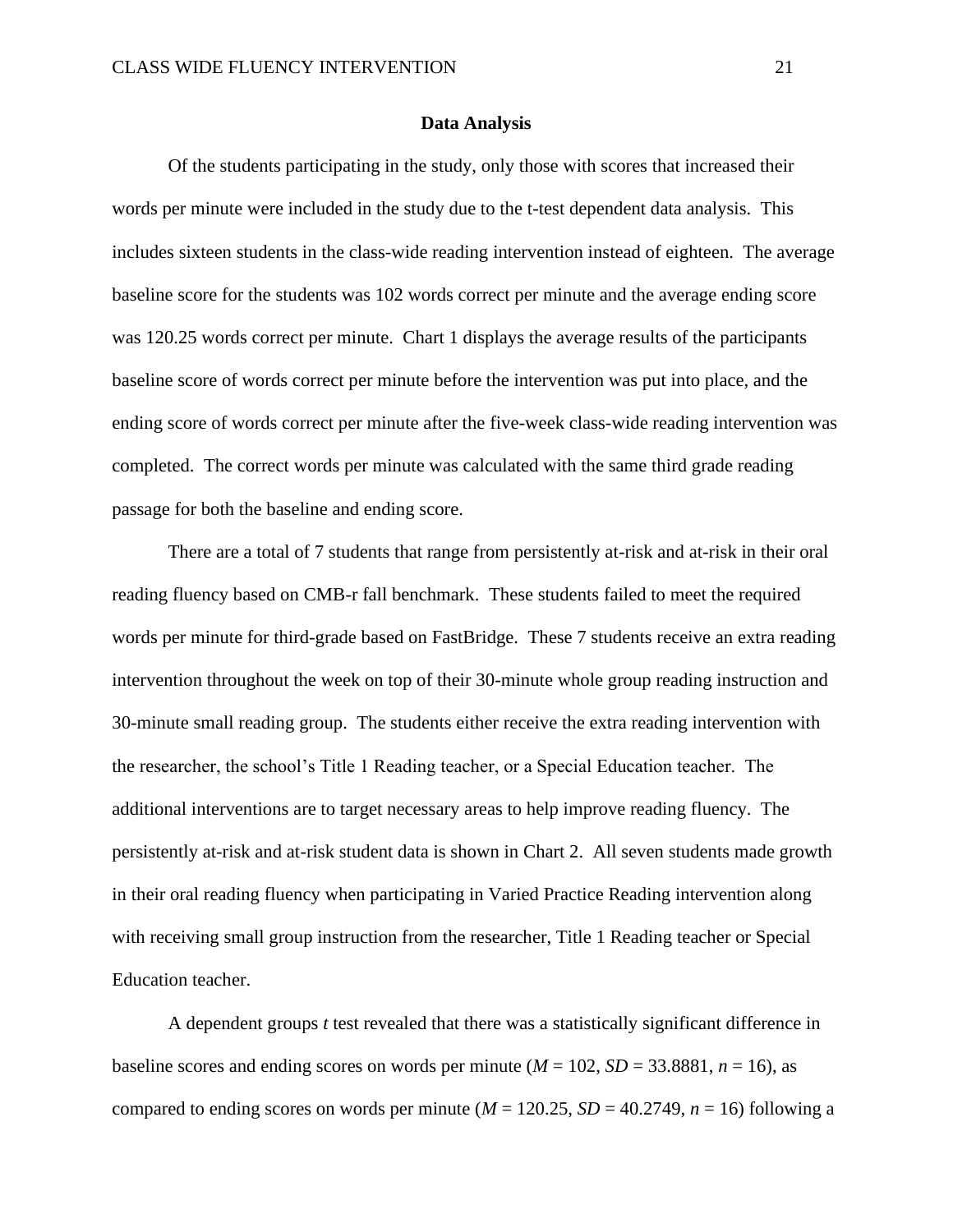## Data Analysis

Of the students participating in the study, only those with scores that increased their words per minute were included in the study due to the t-test dependent data analysis. This includes sixteen students in the class-wide reading intervention instead of eighteen. The average baseline score for the students was 102 words correct per minute and the average ending score was 120.25 words correct per minute. Chart 1 displays the average results of the participants baseline score of words correct per minute before the intervention was put into place, and the ending score of words correct per minute after the five-week class-wide reading intervention was completed. The correct words per minute was calculated with the same third grade reading passage for both the baseline and ending score.

There are a total of 7 students that range from persistently at-risk and at-risk in their oral reading fluency based on CMB-r fall benchmark. These students failed to meet the required words per minute for third-grade based on FastBridge. These 7 students receive an extra reading intervention throughout the week on top of their 30-minute whole group reading instruction and 30-minute small reading group. The students either receive the extra reading intervention with the researcher, the school's Title 1 Reading teacher, or a Special Education teacher. The additional interventions are to target necessary areas to help improve reading fluency. The persistently at-risk and at-risk student data is shown in Chart 2. All seven students made growth in their oral reading fluency when participating in Varied Practice Reading intervention along with receiving small group instruction from the researcher, Title 1 Reading teacher or Special Education teacher.

A dependent groups *t* test revealed that there was a statistically significant difference in baseline scores and ending scores on words per minute ($M$ = 102, $SD$ = 33.8881, $n$ = 16), as compared to ending scores on words per minute ($M$ = 120.25, $SD$ = 40.2749, $n$ = 16) following a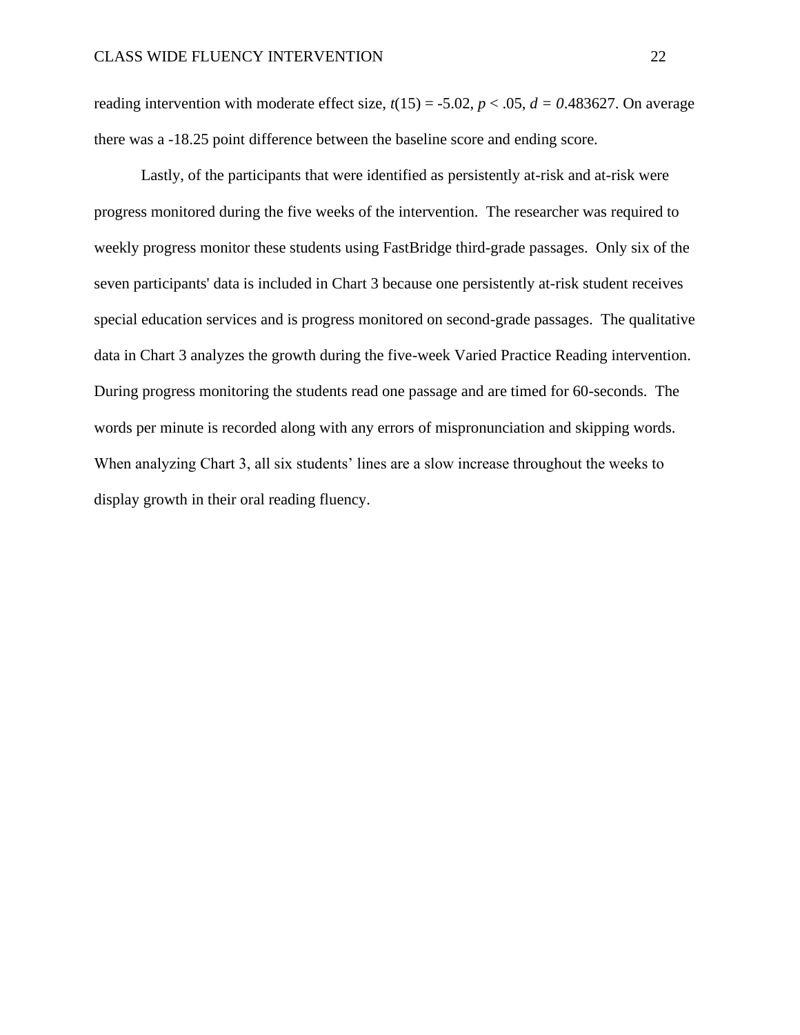reading intervention with moderate effect size, $t(15) = -5.02$, $p < .05$, $d = 0.483627$. On average there was a -18.25 point difference between the baseline score and ending score.

Lastly, of the participants that were identified as persistently at-risk and at-risk were progress monitored during the five weeks of the intervention. The researcher was required to weekly progress monitor these students using FastBridge third-grade passages. Only six of the seven participants' data is included in Chart 3 because one persistently at-risk student receives special education services and is progress monitored on second-grade passages. The qualitative data in Chart 3 analyzes the growth during the five-week Varied Practice Reading intervention. During progress monitoring the students read one passage and are timed for 60-seconds. The words per minute is recorded along with any errors of mispronunciation and skipping words. When analyzing Chart 3, all six students' lines are a slow increase throughout the weeks to display growth in their oral reading fluency.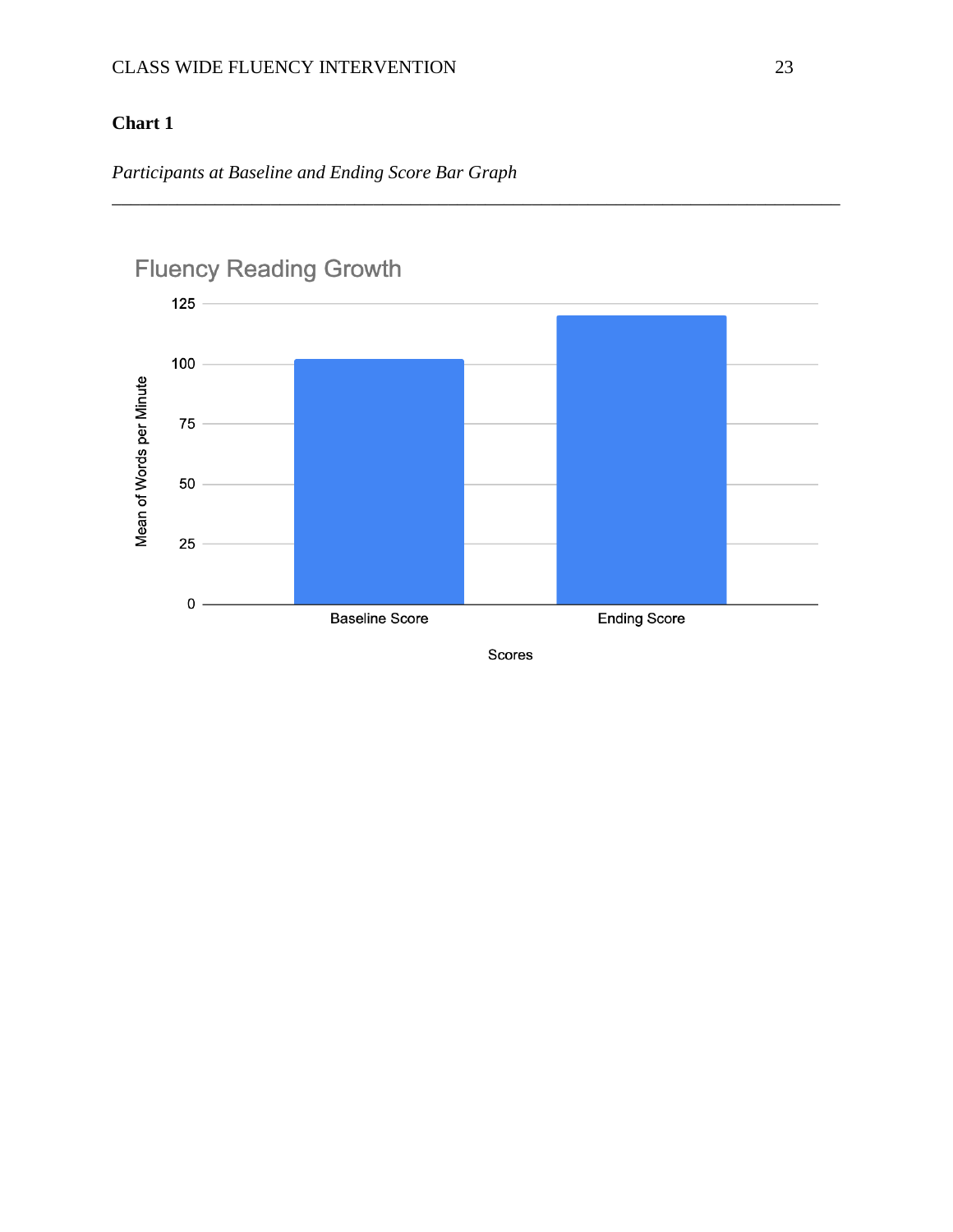**Chart 1**

*Participants at Baseline and Ending Score Bar Graph*

---

Fluency Reading Growth

Mean of Words per Minute

125
100
75
50
25
0

Baseline Score
Ending Score

Scores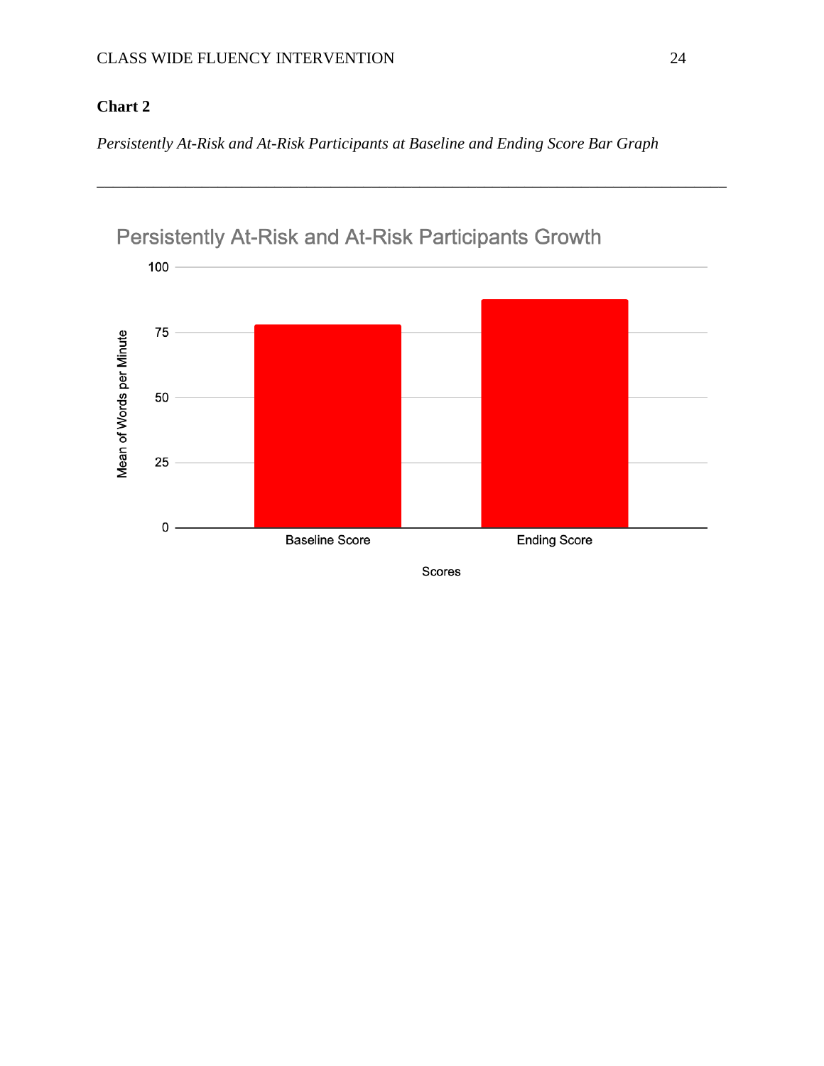**Chart 2**

*Persistently At-Risk and At-Risk Participants at Baseline and Ending Score Bar Graph*

---

Persistently At-Risk and At-Risk Participants Growth

Mean of Words per Minute

100
75
50
25
0

Baseline Score

Ending Score

Scores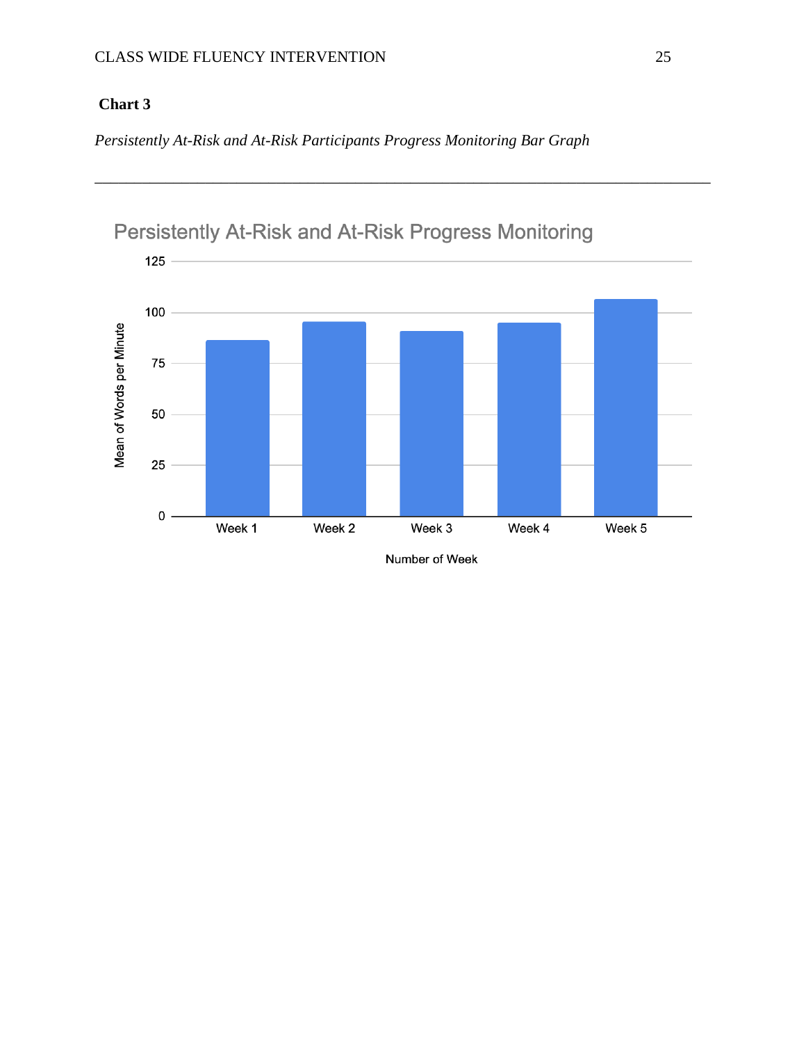**Chart 3**

*Persistently At-Risk and At-Risk Participants Progress Monitoring Bar Graph*

---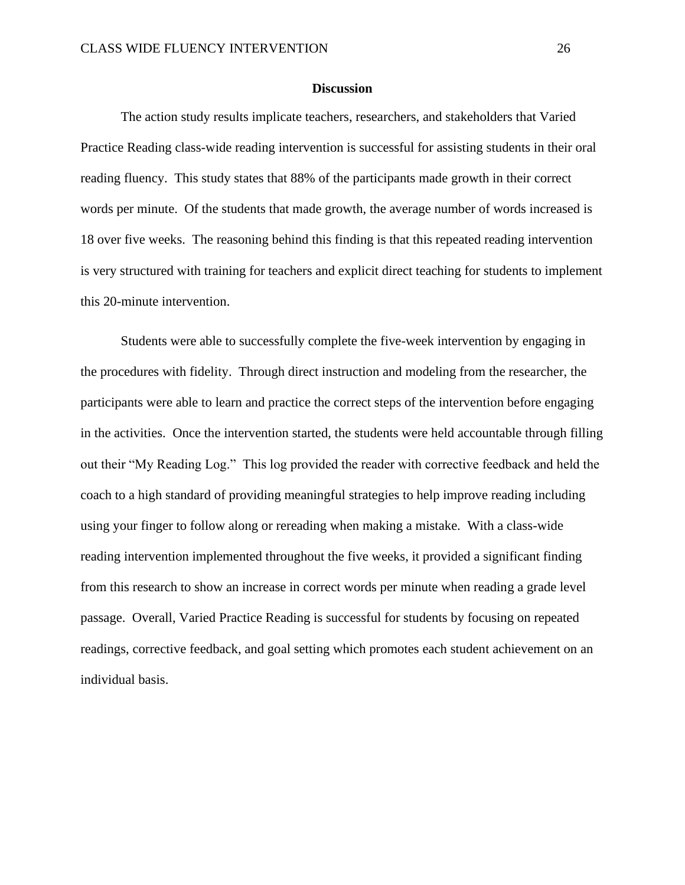## Discussion

The action study results implicate teachers, researchers, and stakeholders that Varied Practice Reading class-wide reading intervention is successful for assisting students in their oral reading fluency. This study states that 88% of the participants made growth in their correct words per minute. Of the students that made growth, the average number of words increased is 18 over five weeks. The reasoning behind this finding is that this repeated reading intervention is very structured with training for teachers and explicit direct teaching for students to implement this 20-minute intervention.

Students were able to successfully complete the five-week intervention by engaging in the procedures with fidelity. Through direct instruction and modeling from the researcher, the participants were able to learn and practice the correct steps of the intervention before engaging in the activities. Once the intervention started, the students were held accountable through filling out their "My Reading Log." This log provided the reader with corrective feedback and held the coach to a high standard of providing meaningful strategies to help improve reading including using your finger to follow along or rereading when making a mistake. With a class-wide reading intervention implemented throughout the five weeks, it provided a significant finding from this research to show an increase in correct words per minute when reading a grade level passage. Overall, Varied Practice Reading is successful for students by focusing on repeated readings, corrective feedback, and goal setting which promotes each student achievement on an individual basis.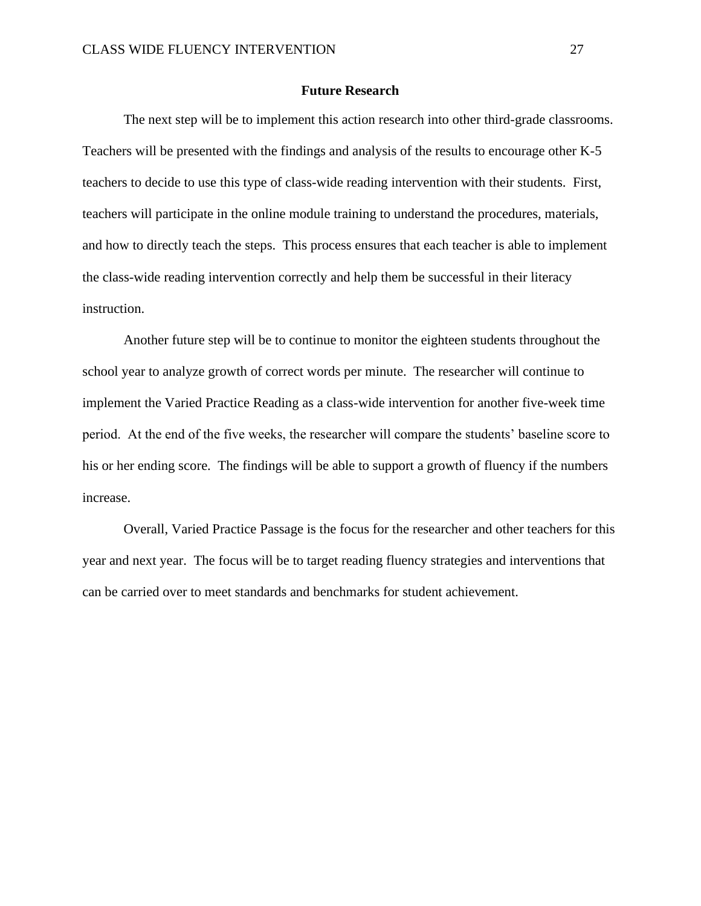## Future Research

The next step will be to implement this action research into other third-grade classrooms. Teachers will be presented with the findings and analysis of the results to encourage other K-5 teachers to decide to use this type of class-wide reading intervention with their students. First, teachers will participate in the online module training to understand the procedures, materials, and how to directly teach the steps. This process ensures that each teacher is able to implement the class-wide reading intervention correctly and help them be successful in their literacy instruction.

Another future step will be to continue to monitor the eighteen students throughout the school year to analyze growth of correct words per minute. The researcher will continue to implement the Varied Practice Reading as a class-wide intervention for another five-week time period. At the end of the five weeks, the researcher will compare the students' baseline score to his or her ending score. The findings will be able to support a growth of fluency if the numbers increase.

Overall, Varied Practice Passage is the focus for the researcher and other teachers for this year and next year. The focus will be to target reading fluency strategies and interventions that can be carried over to meet standards and benchmarks for student achievement.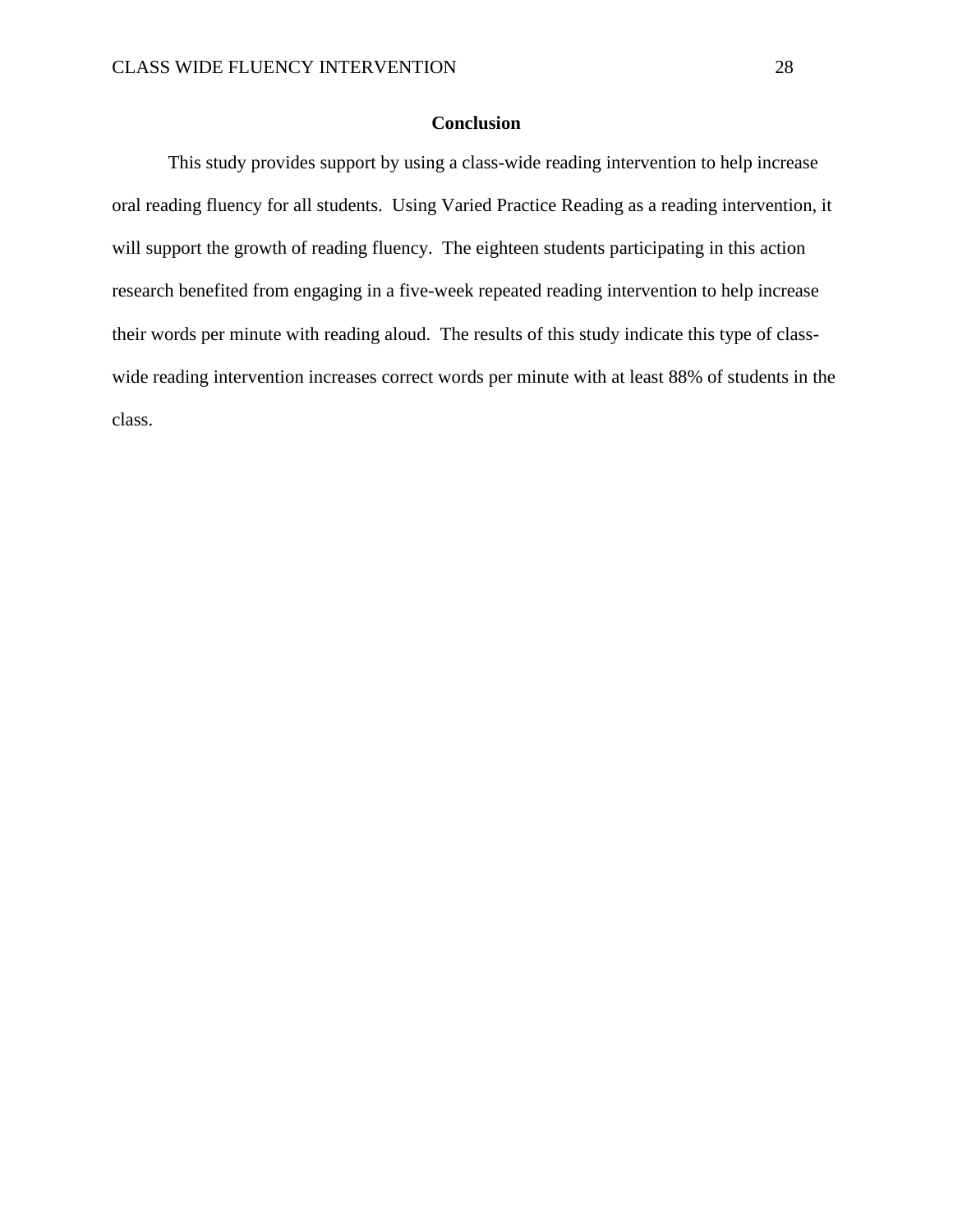## Conclusion

This study provides support by using a class-wide reading intervention to help increase oral reading fluency for all students. Using Varied Practice Reading as a reading intervention, it will support the growth of reading fluency. The eighteen students participating in this action research benefited from engaging in a five-week repeated reading intervention to help increase their words per minute with reading aloud. The results of this study indicate this type of class-wide reading intervention increases correct words per minute with at least 88% of students in the class.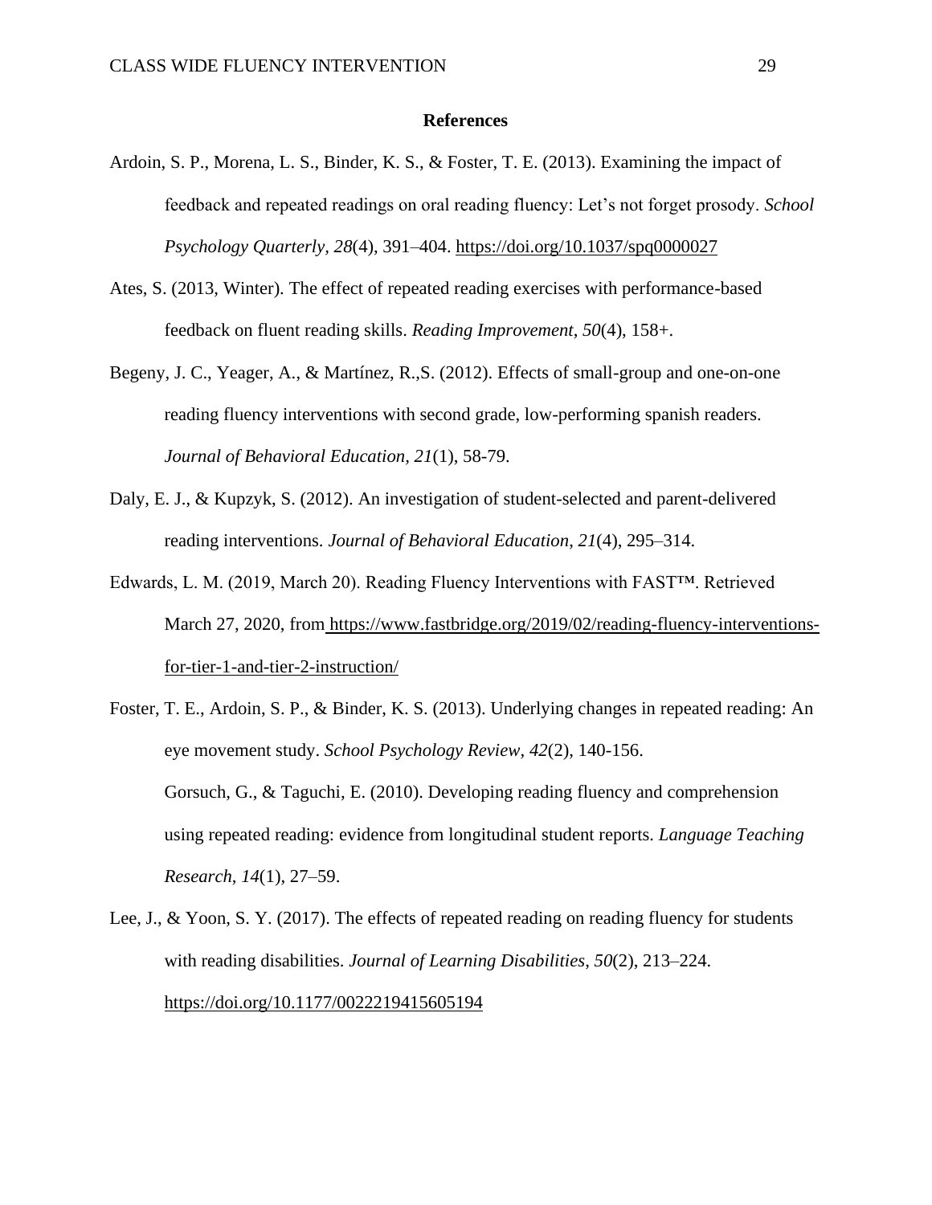**References**

Ardoin, S. P., Morena, L. S., Binder, K. S., & Foster, T. E. (2013). Examining the impact of feedback and repeated readings on oral reading fluency: Let's not forget prosody. *School Psychology Quarterly*, *28*(4), 391–404. https://doi.org/10.1037/spq0000027

Ates, S. (2013, Winter). The effect of repeated reading exercises with performance-based feedback on fluent reading skills. *Reading Improvement*, *50*(4), 158+.

Begeny, J. C., Yeager, A., & Martínez, R.,S. (2012). Effects of small-group and one-on-one reading fluency interventions with second grade, low-performing spanish readers. *Journal of Behavioral Education, 21*(1), 58-79.

Daly, E. J., & Kupzyk, S. (2012). An investigation of student-selected and parent-delivered reading interventions. *Journal of Behavioral Education*, *21*(4), 295–314.

Edwards, L. M. (2019, March 20). Reading Fluency Interventions with FAST™. Retrieved March 27, 2020, from https://www.fastbridge.org/2019/02/reading-fluency-interventions-for-tier-1-and-tier-2-instruction/

Foster, T. E., Ardoin, S. P., & Binder, K. S. (2013). Underlying changes in repeated reading: An eye movement study. *School Psychology Review*, *42*(2), 140-156.

Gorsuch, G., & Taguchi, E. (2010). Developing reading fluency and comprehension using repeated reading: evidence from longitudinal student reports. *Language Teaching Research*, *14*(1), 27–59.

Lee, J., & Yoon, S. Y. (2017). The effects of repeated reading on reading fluency for students with reading disabilities. *Journal of Learning Disabilities*, *50*(2), 213–224. https://doi.org/10.1177/0022219415605194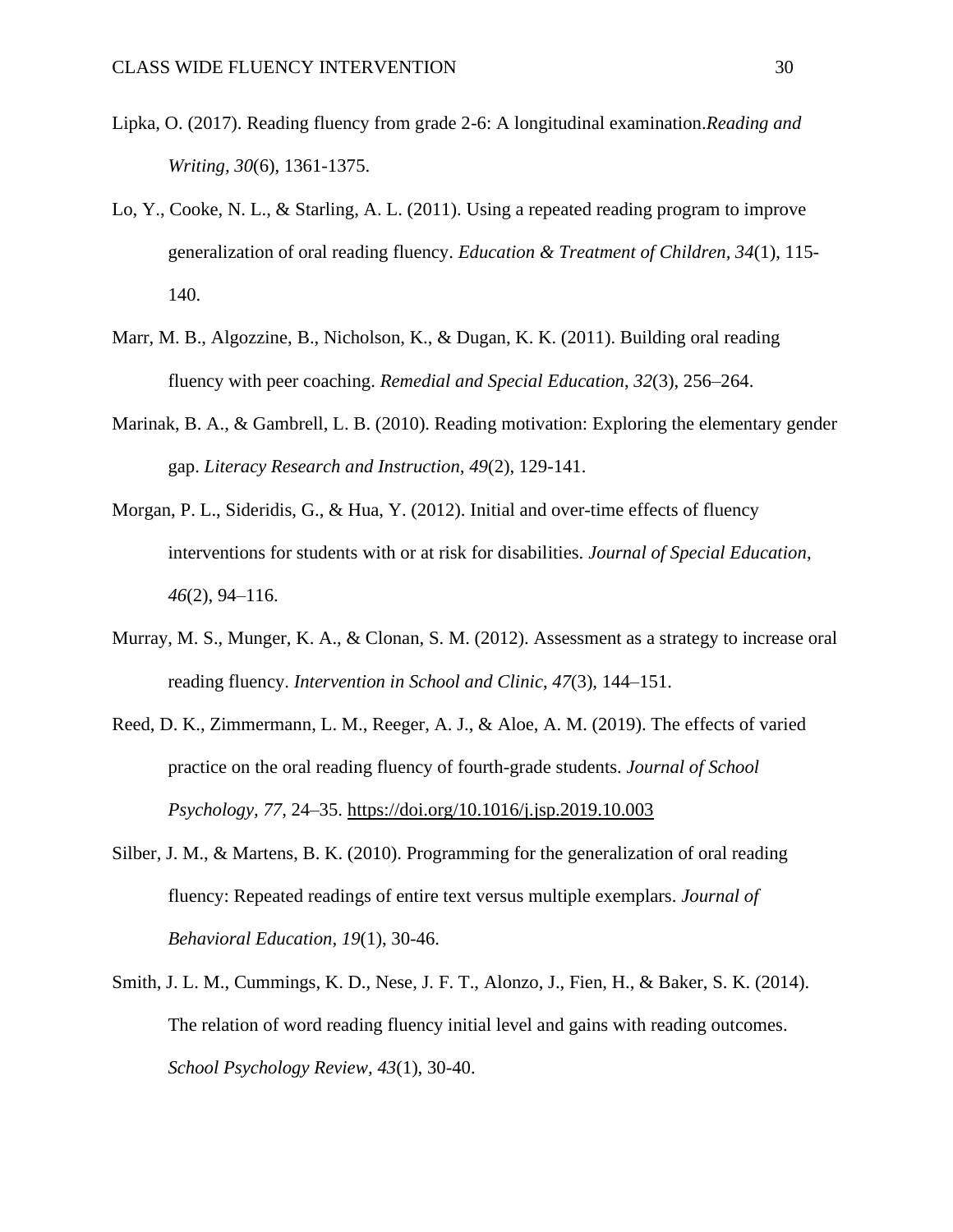Lipka, O. (2017). Reading fluency from grade 2-6: A longitudinal examination.*Reading and Writing, 30*(6), 1361-1375.

Lo, Y., Cooke, N. L., & Starling, A. L. (2011). Using a repeated reading program to improve generalization of oral reading fluency. *Education & Treatment of Children, 34*(1), 115-140.

Marr, M. B., Algozzine, B., Nicholson, K., & Dugan, K. K. (2011). Building oral reading fluency with peer coaching. *Remedial and Special Education*, *32*(3), 256–264.

Marinak, B. A., & Gambrell, L. B. (2010). Reading motivation: Exploring the elementary gender gap. *Literacy Research and Instruction, 49*(2), 129-141.

Morgan, P. L., Sideridis, G., & Hua, Y. (2012). Initial and over-time effects of fluency interventions for students with or at risk for disabilities. *Journal of Special Education*, *46*(2), 94–116.

Murray, M. S., Munger, K. A., & Clonan, S. M. (2012). Assessment as a strategy to increase oral reading fluency. *Intervention in School and Clinic*, *47*(3), 144–151.

Reed, D. K., Zimmermann, L. M., Reeger, A. J., & Aloe, A. M. (2019). The effects of varied practice on the oral reading fluency of fourth-grade students. *Journal of School Psychology*, *77*, 24–35. https://doi.org/10.1016/j.jsp.2019.10.003

Silber, J. M., & Martens, B. K. (2010). Programming for the generalization of oral reading fluency: Repeated readings of entire text versus multiple exemplars. *Journal of Behavioral Education, 19*(1), 30-46.

Smith, J. L. M., Cummings, K. D., Nese, J. F. T., Alonzo, J., Fien, H., & Baker, S. K. (2014). The relation of word reading fluency initial level and gains with reading outcomes. *School Psychology Review, 43*(1), 30-40.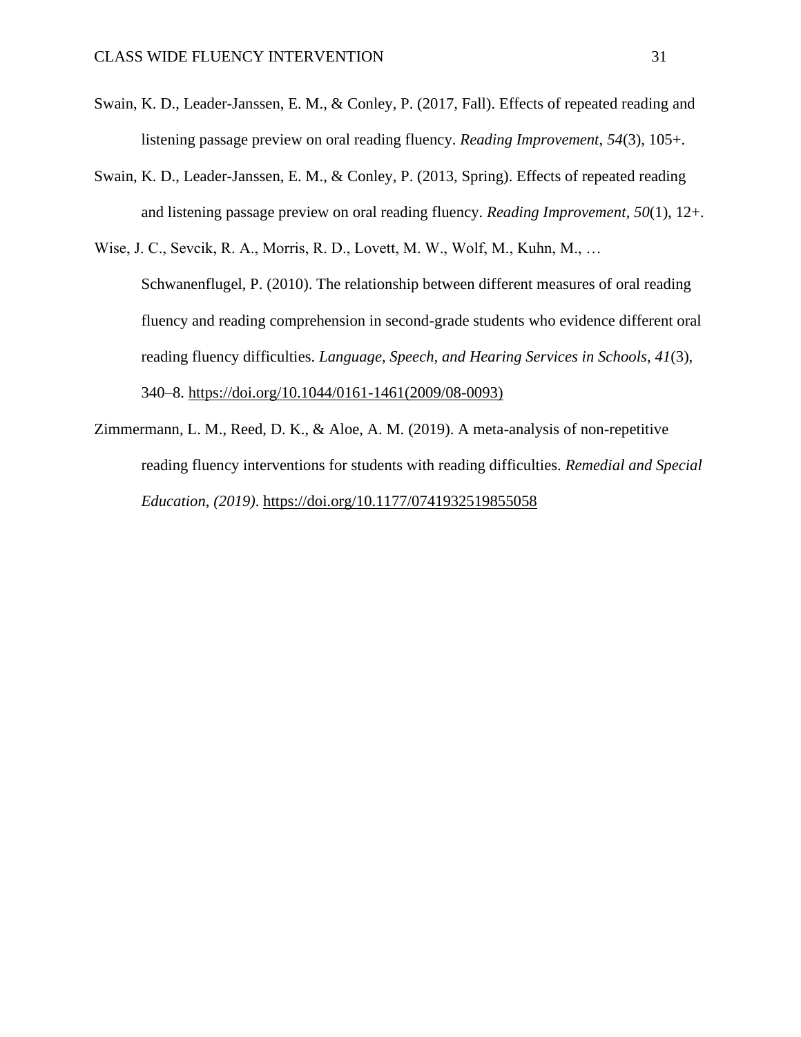Swain, K. D., Leader-Janssen, E. M., & Conley, P. (2017, Fall). Effects of repeated reading and listening passage preview on oral reading fluency. *Reading Improvement*, *54*(3), 105+.

Swain, K. D., Leader-Janssen, E. M., & Conley, P. (2013, Spring). Effects of repeated reading and listening passage preview on oral reading fluency. *Reading Improvement*, *50*(1), 12+.

Wise, J. C., Sevcik, R. A., Morris, R. D., Lovett, M. W., Wolf, M., Kuhn, M., … Schwanenflugel, P. (2010). The relationship between different measures of oral reading fluency and reading comprehension in second-grade students who evidence different oral reading fluency difficulties. *Language, Speech, and Hearing Services in Schools*, *41*(3), 340–8. https://doi.org/10.1044/0161-1461(2009/08-0093)

Zimmermann, L. M., Reed, D. K., & Aloe, A. M. (2019). A meta-analysis of non-repetitive reading fluency interventions for students with reading difficulties. *Remedial and Special Education*, *(2019)*. https://doi.org/10.1177/0741932519855058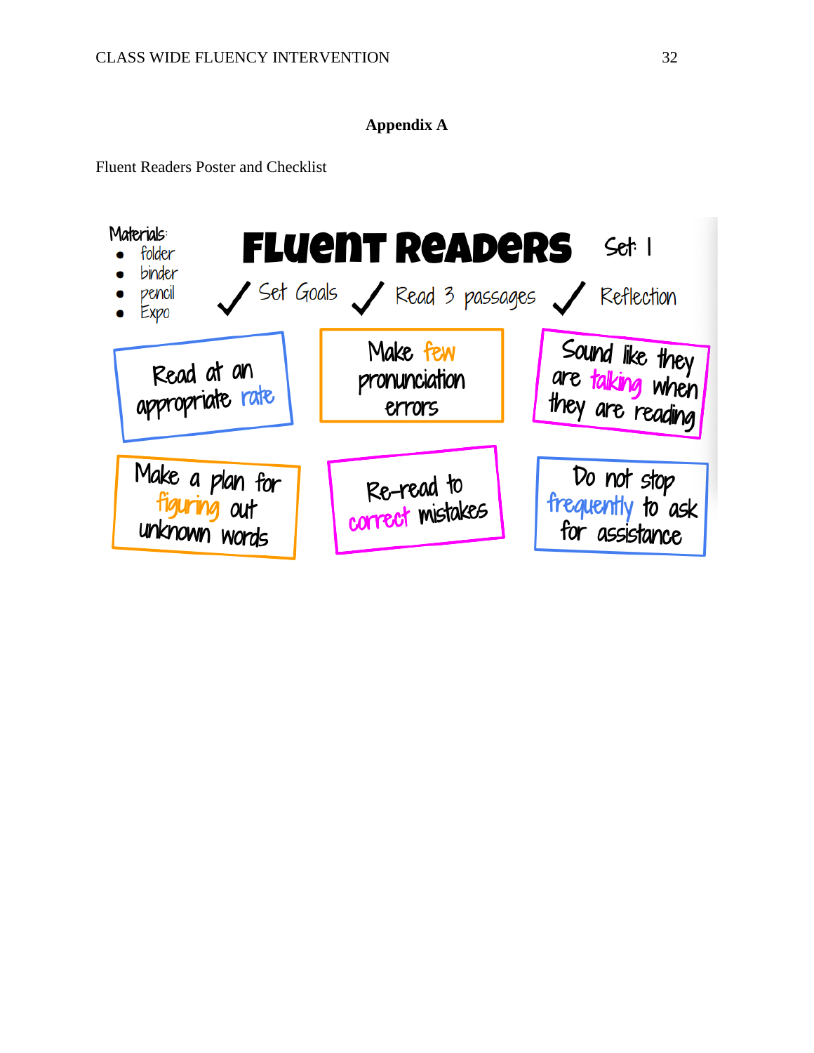## Appendix A

Fluent Readers Poster and Checklist

Materials:

- folder
- binder
- pencil
- Expo

# FLUENT READERS

Set: 1

✓ Set Goals ✓ Read 3 passages ✓ Reflection

Read at an appropriate rate

Make few pronunciation errors

Sound like they are talking when they are reading

Make a plan for figuring out unknown words

Re-read to correct mistakes

Do not stop frequently to ask for assistance